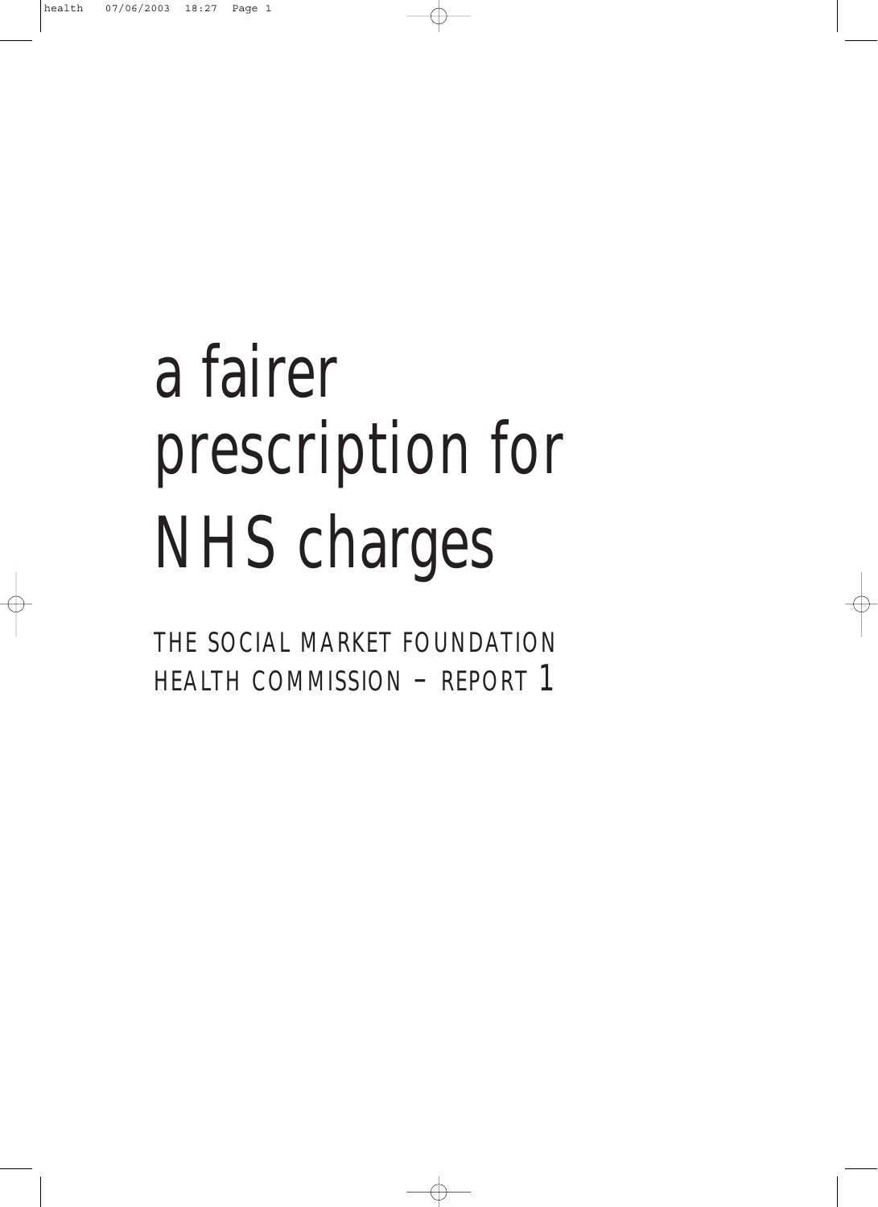# a fairer prescription for NHS charges

THE SOCIAL MARKET FOUNDATION HEALTH COMMISSION – REPORT 1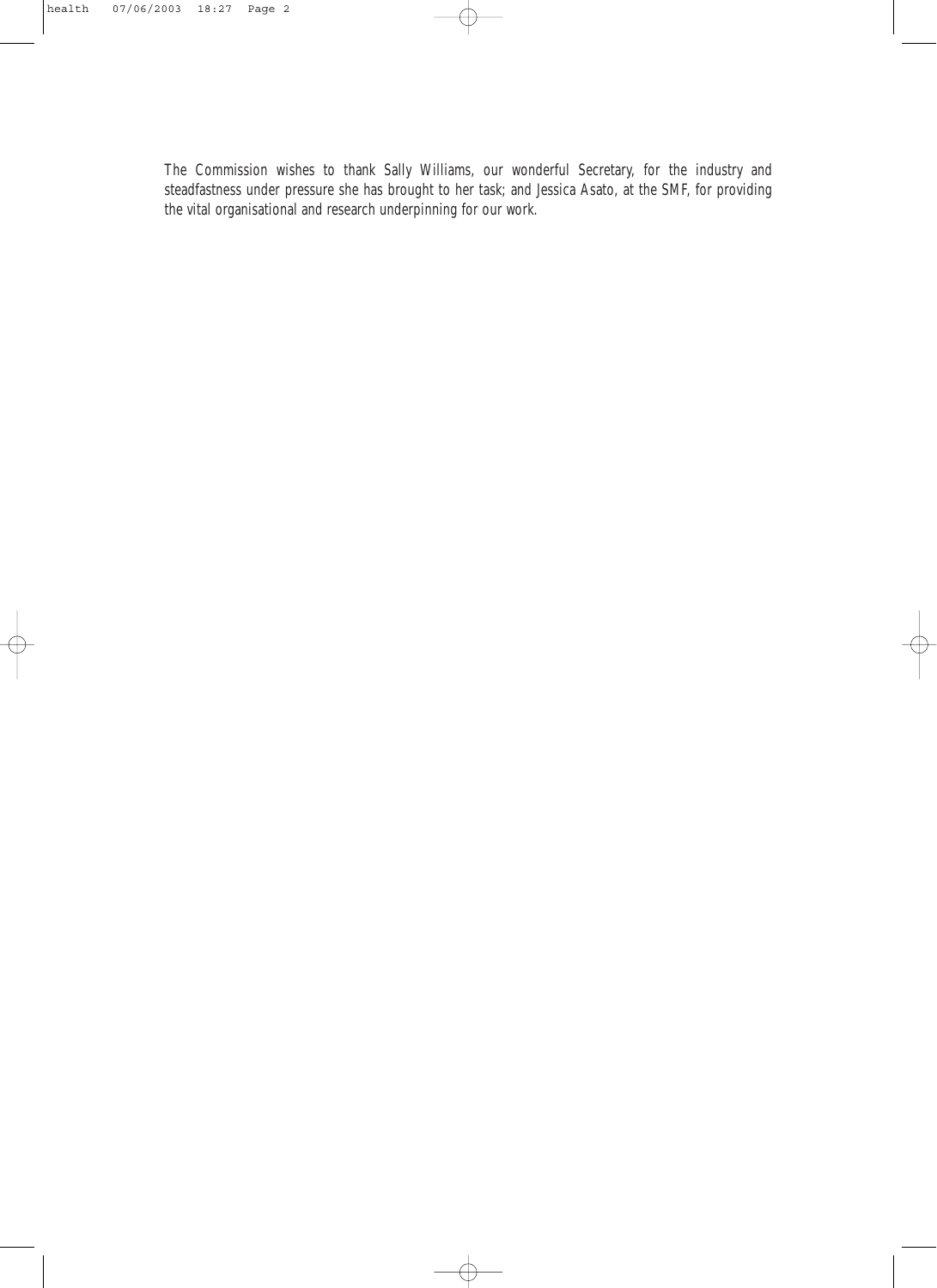The Commission wishes to thank Sally Williams, our wonderful Secretary, for the industry and steadfastness under pressure she has brought to her task; and Jessica Asato, at the SMF, for providing the vital organisational and research underpinning for our work.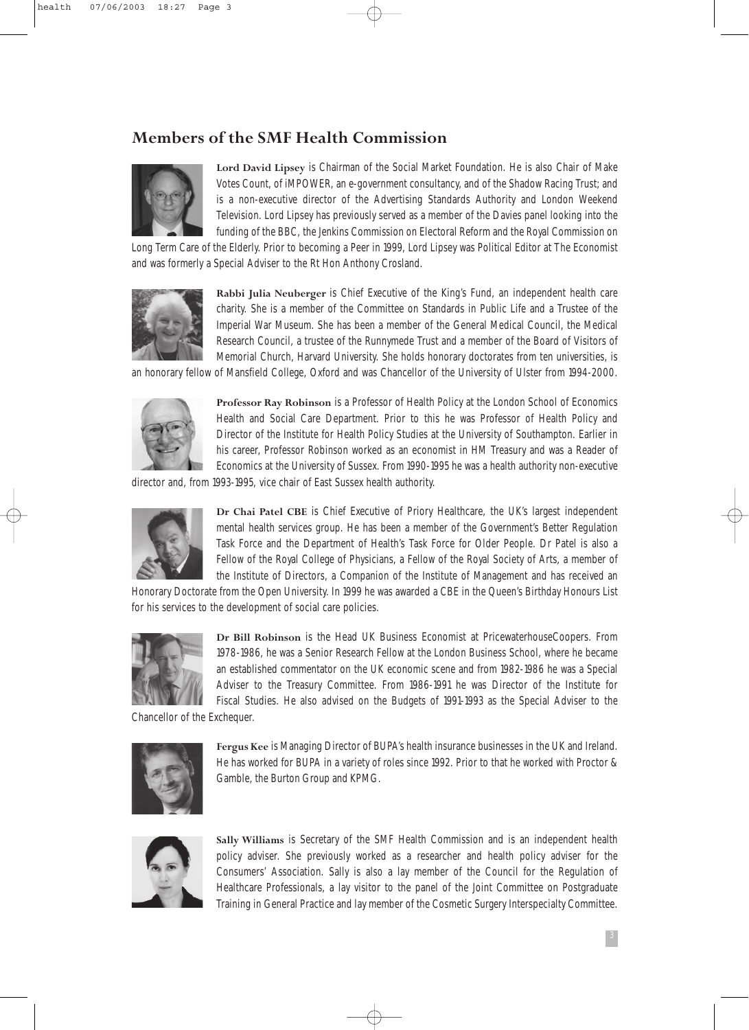## Members of the SMF Health Commission

**Lord David Lipsey** is Chairman of the Social Market Foundation. He is also Chair of Make Votes Count, of iMPOWER, an e-government consultancy, and of the Shadow Racing Trust; and is a non-executive director of the Advertising Standards Authority and London Weekend Television. Lord Lipsey has previously served as a member of the Davies panel looking into the funding of the BBC, the Jenkins Commission on Electoral Reform and the Royal Commission on Long Term Care of the Elderly. Prior to becoming a Peer in 1999, Lord Lipsey was Political Editor at The Economist and was formerly a Special Adviser to the Rt Hon Anthony Crosland.

**Rabbi Julia Neuberger** is Chief Executive of the King's Fund, an independent health care charity. She is a member of the Committee on Standards in Public Life and a Trustee of the Imperial War Museum. She has been a member of the General Medical Council, the Medical Research Council, a trustee of the Runnymede Trust and a member of the Board of Visitors of Memorial Church, Harvard University. She holds honorary doctorates from ten universities, is an honorary fellow of Mansfield College, Oxford and was Chancellor of the University of Ulster from 1994-2000.

**Professor Ray Robinson** is a Professor of Health Policy at the London School of Economics Health and Social Care Department. Prior to this he was Professor of Health Policy and Director of the Institute for Health Policy Studies at the University of Southampton. Earlier in his career, Professor Robinson worked as an economist in HM Treasury and was a Reader of Economics at the University of Sussex. From 1990-1995 he was a health authority non-executive director and, from 1993-1995, vice chair of East Sussex health authority.

**Dr Chai Patel CBE** is Chief Executive of Priory Healthcare, the UK's largest independent mental health services group. He has been a member of the Government's Better Regulation Task Force and the Department of Health's Task Force for Older People. Dr Patel is also a Fellow of the Royal College of Physicians, a Fellow of the Royal Society of Arts, a member of the Institute of Directors, a Companion of the Institute of Management and has received an Honorary Doctorate from the Open University. In 1999 he was awarded a CBE in the Queen's Birthday Honours List for his services to the development of social care policies.

**Dr Bill Robinson** is the Head UK Business Economist at PricewaterhouseCoopers. From 1978-1986, he was a Senior Research Fellow at the London Business School, where he became an established commentator on the UK economic scene and from 1982-1986 he was a Special Adviser to the Treasury Committee. From 1986-1991 he was Director of the Institute for Fiscal Studies. He also advised on the Budgets of 1991-1993 as the Special Adviser to the Chancellor of the Exchequer.

**Fergus Kee** is Managing Director of BUPA's health insurance businesses in the UK and Ireland. He has worked for BUPA in a variety of roles since 1992. Prior to that he worked with Proctor & Gamble, the Burton Group and KPMG.

**Sally Williams** is Secretary of the SMF Health Commission and is an independent health policy adviser. She previously worked as a researcher and health policy adviser for the Consumers' Association. Sally is also a lay member of the Council for the Regulation of Healthcare Professionals, a lay visitor to the panel of the Joint Committee on Postgraduate Training in General Practice and lay member of the Cosmetic Surgery Interspecialty Committee.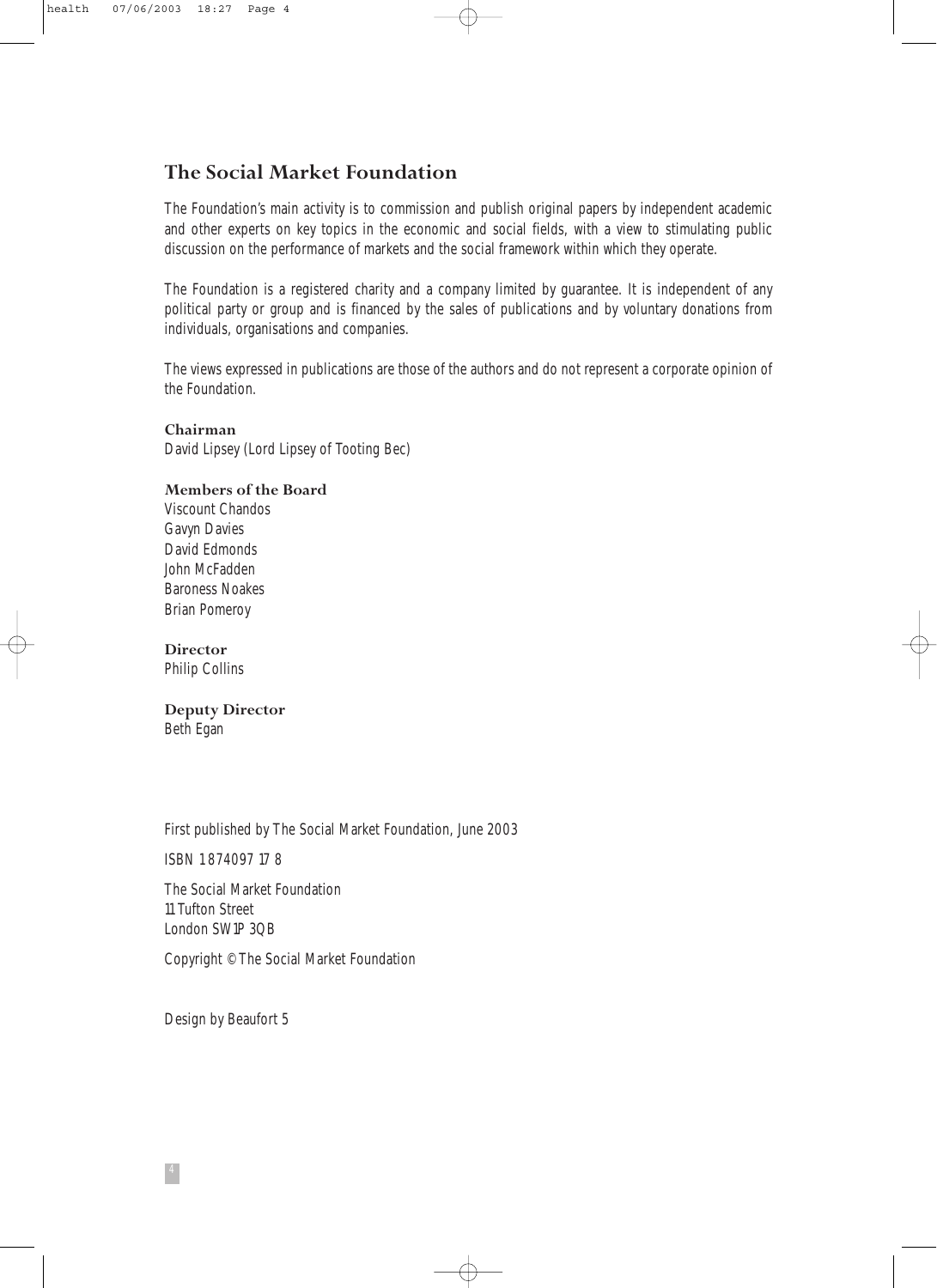## The Social Market Foundation

The Foundation's main activity is to commission and publish original papers by independent academic and other experts on key topics in the economic and social fields, with a view to stimulating public discussion on the performance of markets and the social framework within which they operate.

The Foundation is a registered charity and a company limited by guarantee. It is independent of any political party or group and is financed by the sales of publications and by voluntary donations from individuals, organisations and companies.

The views expressed in publications are those of the authors and do not represent a corporate opinion of the Foundation.

**Chairman**
David Lipsey (Lord Lipsey of Tooting Bec)

**Members of the Board**
Viscount Chandos
Gavyn Davies
David Edmonds
John McFadden
Baroness Noakes
Brian Pomeroy

**Director**
Philip Collins

**Deputy Director**
Beth Egan

First published by The Social Market Foundation, June 2003

ISBN 1 874097 17 8

The Social Market Foundation
11 Tufton Street
London SW1P 3QB

Copyright © The Social Market Foundation

Design by Beaufort 5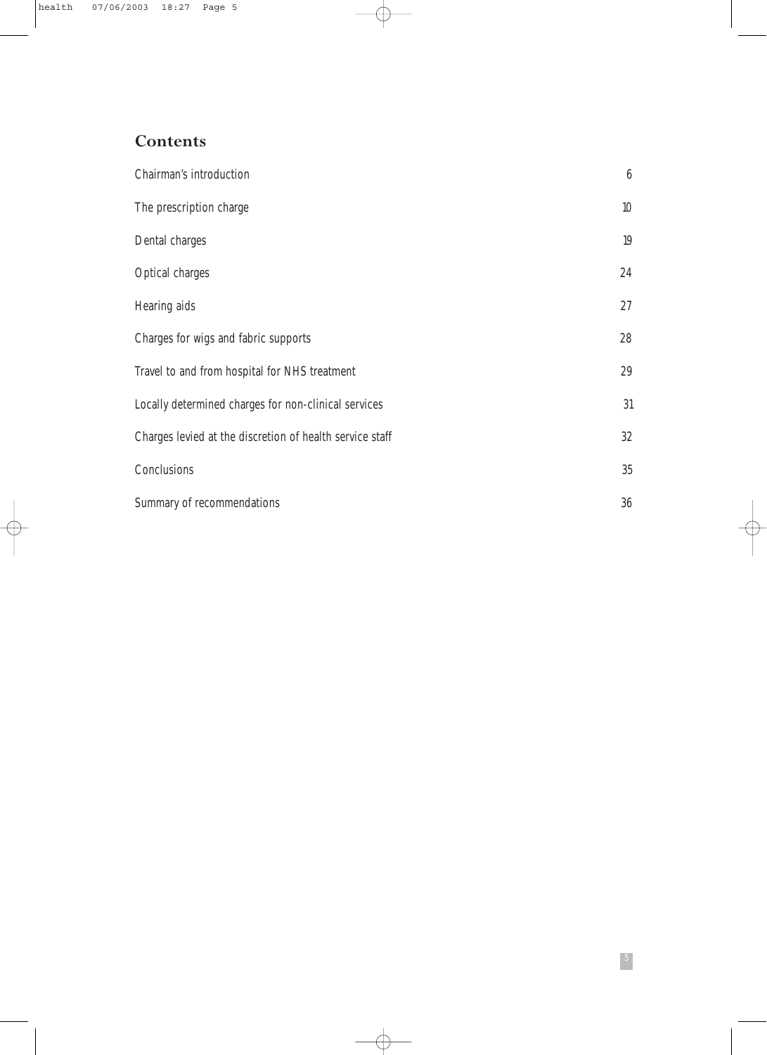## Contents

| | |
|---|---|
| Chairman's introduction | 6 |
| The prescription charge | 10 |
| Dental charges | 19 |
| Optical charges | 24 |
| Hearing aids | 27 |
| Charges for wigs and fabric supports | 28 |
| Travel to and from hospital for NHS treatment | 29 |
| Locally determined charges for non-clinical services | 31 |
| Charges levied at the discretion of health service staff | 32 |
| Conclusions | 35 |
| Summary of recommendations | 36 |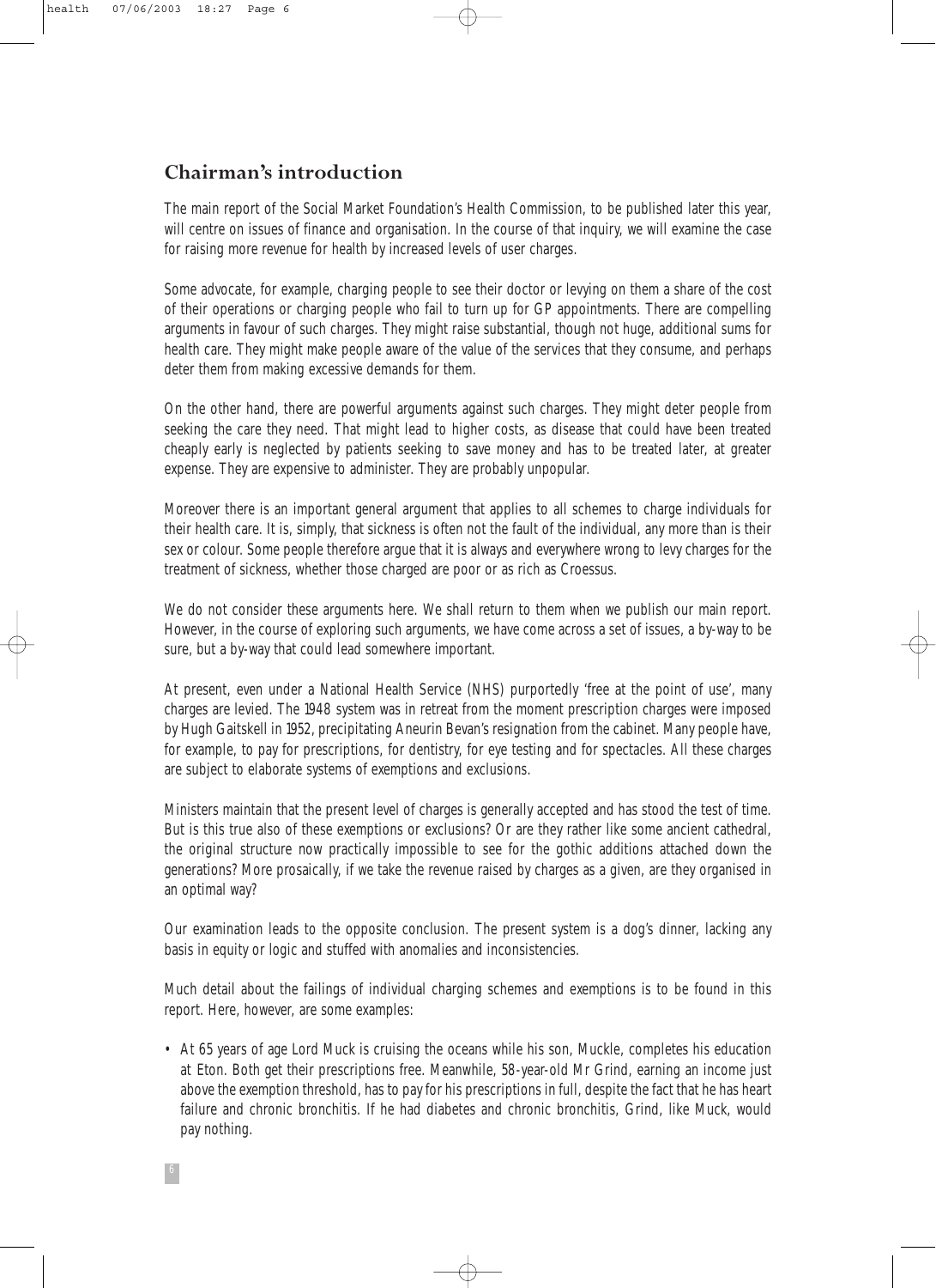## Chairman's introduction

The main report of the Social Market Foundation's Health Commission, to be published later this year, will centre on issues of finance and organisation. In the course of that inquiry, we will examine the case for raising more revenue for health by increased levels of user charges.

Some advocate, for example, charging people to see their doctor or levying on them a share of the cost of their operations or charging people who fail to turn up for GP appointments. There are compelling arguments in favour of such charges. They might raise substantial, though not huge, additional sums for health care. They might make people aware of the value of the services that they consume, and perhaps deter them from making excessive demands for them.

On the other hand, there are powerful arguments against such charges. They might deter people from seeking the care they need. That might lead to higher costs, as disease that could have been treated cheaply early is neglected by patients seeking to save money and has to be treated later, at greater expense. They are expensive to administer. They are probably unpopular.

Moreover there is an important general argument that applies to all schemes to charge individuals for their health care. It is, simply, that sickness is often not the fault of the individual, any more than is their sex or colour. Some people therefore argue that it is always and everywhere wrong to levy charges for the treatment of sickness, whether those charged are poor or as rich as Croessus.

We do not consider these arguments here. We shall return to them when we publish our main report. However, in the course of exploring such arguments, we have come across a set of issues, a by-way to be sure, but a by-way that could lead somewhere important.

At present, even under a National Health Service (NHS) purportedly 'free at the point of use', many charges are levied. The 1948 system was in retreat from the moment prescription charges were imposed by Hugh Gaitskell in 1952, precipitating Aneurin Bevan's resignation from the cabinet. Many people have, for example, to pay for prescriptions, for dentistry, for eye testing and for spectacles. All these charges are subject to elaborate systems of exemptions and exclusions.

Ministers maintain that the present level of charges is generally accepted and has stood the test of time. But is this true also of these exemptions or exclusions? Or are they rather like some ancient cathedral, the original structure now practically impossible to see for the gothic additions attached down the generations? More prosaically, if we take the revenue raised by charges as a given, are they organised in an optimal way?

Our examination leads to the opposite conclusion. The present system is a dog's dinner, lacking any basis in equity or logic and stuffed with anomalies and inconsistencies.

Much detail about the failings of individual charging schemes and exemptions is to be found in this report. Here, however, are some examples:

- At 65 years of age Lord Muck is cruising the oceans while his son, Muckle, completes his education at Eton. Both get their prescriptions free. Meanwhile, 58-year-old Mr Grind, earning an income just above the exemption threshold, has to pay for his prescriptions in full, despite the fact that he has heart failure and chronic bronchitis. If he had diabetes and chronic bronchitis, Grind, like Muck, would pay nothing.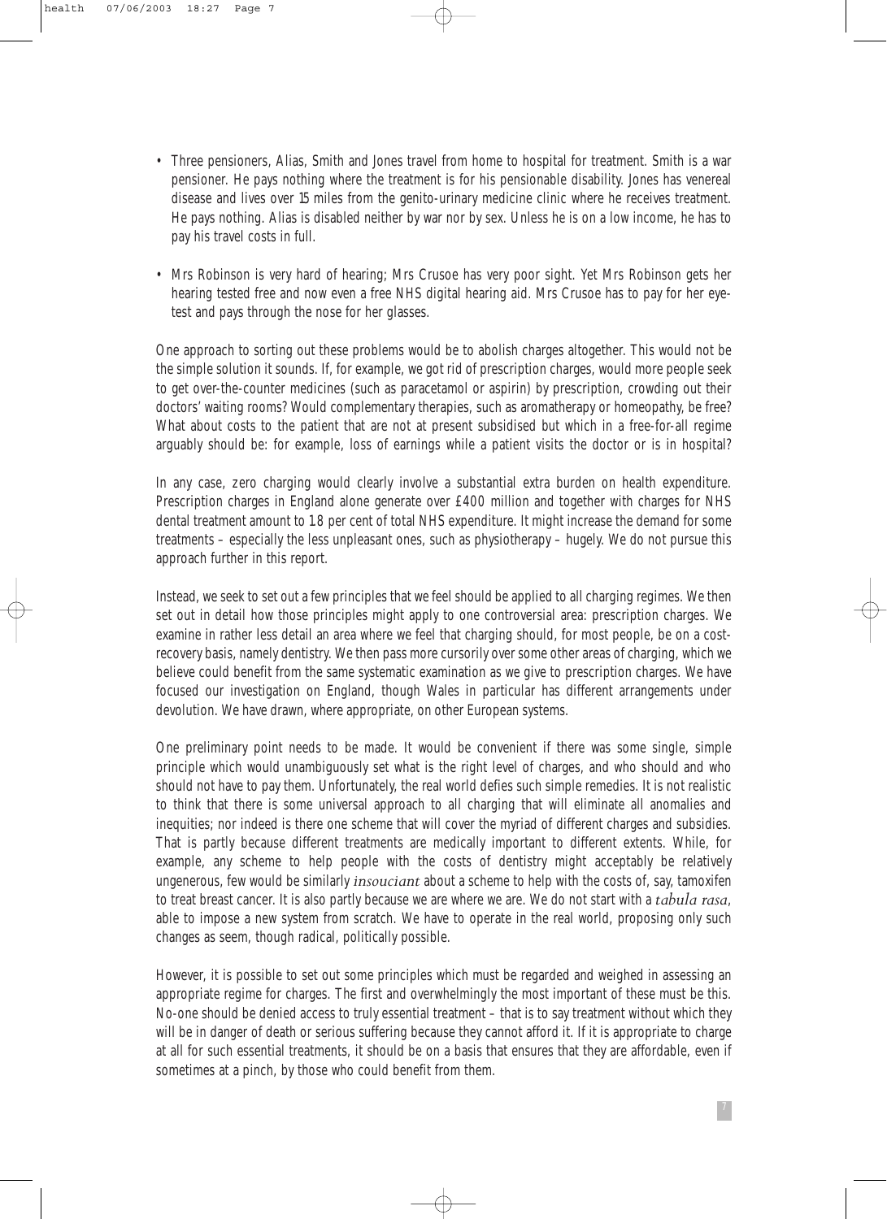- Three pensioners, Alias, Smith and Jones travel from home to hospital for treatment. Smith is a war pensioner. He pays nothing where the treatment is for his pensionable disability. Jones has venereal disease and lives over 15 miles from the genito-urinary medicine clinic where he receives treatment. He pays nothing. Alias is disabled neither by war nor by sex. Unless he is on a low income, he has to pay his travel costs in full.
- Mrs Robinson is very hard of hearing; Mrs Crusoe has very poor sight. Yet Mrs Robinson gets her hearing tested free and now even a free NHS digital hearing aid. Mrs Crusoe has to pay for her eye-test and pays through the nose for her glasses.

One approach to sorting out these problems would be to abolish charges altogether. This would not be the simple solution it sounds. If, for example, we got rid of prescription charges, would more people seek to get over-the-counter medicines (such as paracetamol or aspirin) by prescription, crowding out their doctors' waiting rooms? Would complementary therapies, such as aromatherapy or homeopathy, be free? What about costs to the patient that are not at present subsidised but which in a free-for-all regime arguably should be: for example, loss of earnings while a patient visits the doctor or is in hospital?

In any case, zero charging would clearly involve a substantial extra burden on health expenditure. Prescription charges in England alone generate over £400 million and together with charges for NHS dental treatment amount to 1.8 per cent of total NHS expenditure. It might increase the demand for some treatments – especially the less unpleasant ones, such as physiotherapy – hugely. We do not pursue this approach further in this report.

Instead, we seek to set out a few principles that we feel should be applied to all charging regimes. We then set out in detail how those principles might apply to one controversial area: prescription charges. We examine in rather less detail an area where we feel that charging should, for most people, be on a cost-recovery basis, namely dentistry. We then pass more cursorily over some other areas of charging, which we believe could benefit from the same systematic examination as we give to prescription charges. We have focused our investigation on England, though Wales in particular has different arrangements under devolution. We have drawn, where appropriate, on other European systems.

One preliminary point needs to be made. It would be convenient if there was some single, simple principle which would unambiguously set what is the right level of charges, and who should and who should not have to pay them. Unfortunately, the real world defies such simple remedies. It is not realistic to think that there is some universal approach to all charging that will eliminate all anomalies and inequities; nor indeed is there one scheme that will cover the myriad of different charges and subsidies. That is partly because different treatments are medically important to different extents. While, for example, any scheme to help people with the costs of dentistry might acceptably be relatively ungenerous, few would be similarly *insouciant* about a scheme to help with the costs of, say, tamoxifen to treat breast cancer. It is also partly because we are where we are. We do not start with a *tabula rasa*, able to impose a new system from scratch. We have to operate in the real world, proposing only such changes as seem, though radical, politically possible.

However, it is possible to set out some principles which must be regarded and weighed in assessing an appropriate regime for charges. The first and overwhelmingly the most important of these must be this. No-one should be denied access to truly essential treatment – that is to say treatment without which they will be in danger of death or serious suffering because they cannot afford it. If it is appropriate to charge at all for such essential treatments, it should be on a basis that ensures that they are affordable, even if sometimes at a pinch, by those who could benefit from them.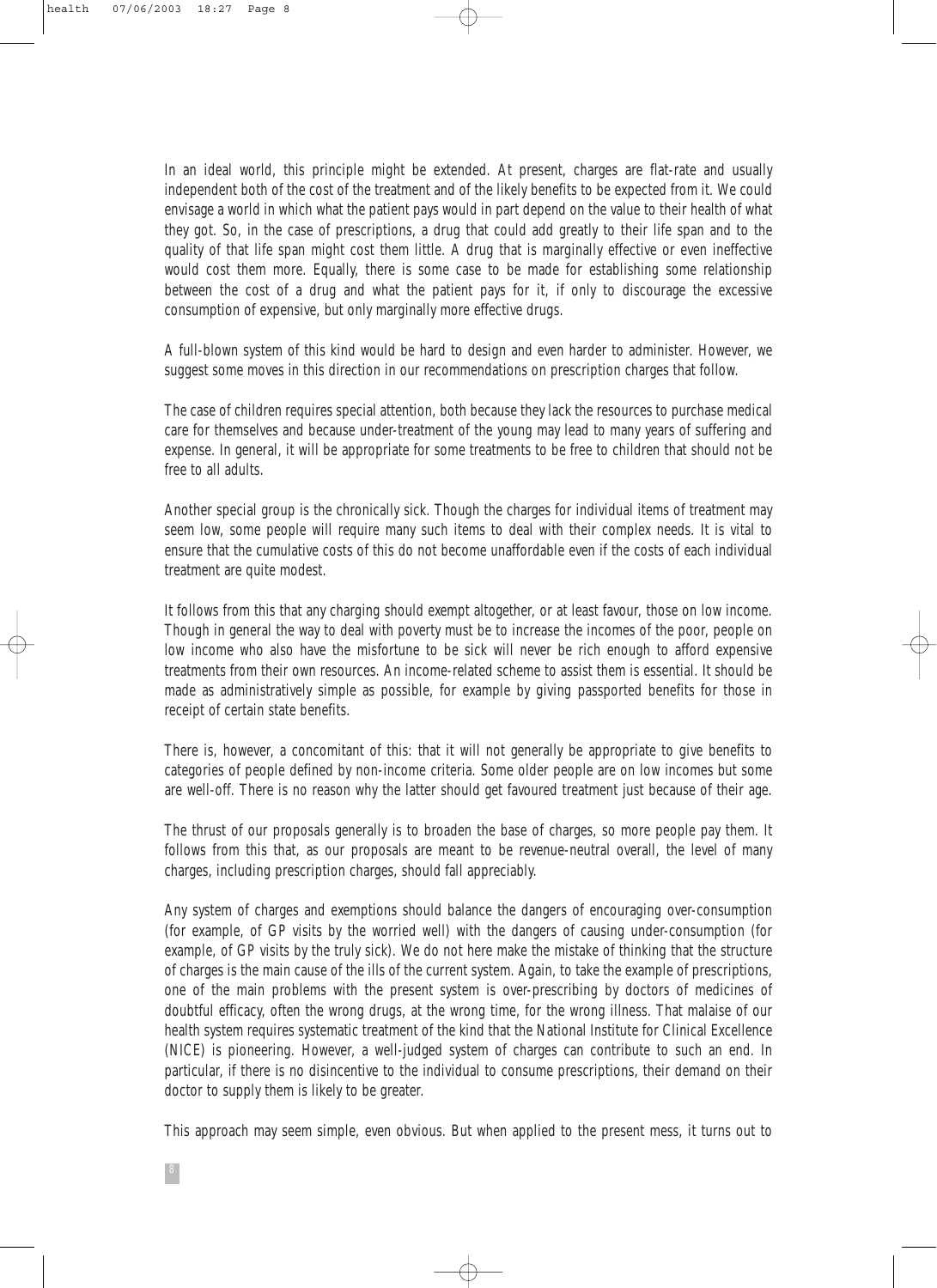In an ideal world, this principle might be extended. At present, charges are flat-rate and usually independent both of the cost of the treatment and of the likely benefits to be expected from it. We could envisage a world in which what the patient pays would in part depend on the value to their health of what they got. So, in the case of prescriptions, a drug that could add greatly to their life span and to the quality of that life span might cost them little. A drug that is marginally effective or even ineffective would cost them more. Equally, there is some case to be made for establishing some relationship between the cost of a drug and what the patient pays for it, if only to discourage the excessive consumption of expensive, but only marginally more effective drugs.

A full-blown system of this kind would be hard to design and even harder to administer. However, we suggest some moves in this direction in our recommendations on prescription charges that follow.

The case of children requires special attention, both because they lack the resources to purchase medical care for themselves and because under-treatment of the young may lead to many years of suffering and expense. In general, it will be appropriate for some treatments to be free to children that should not be free to all adults.

Another special group is the chronically sick. Though the charges for individual items of treatment may seem low, some people will require many such items to deal with their complex needs. It is vital to ensure that the cumulative costs of this do not become unaffordable even if the costs of each individual treatment are quite modest.

It follows from this that any charging should exempt altogether, or at least favour, those on low income. Though in general the way to deal with poverty must be to increase the incomes of the poor, people on low income who also have the misfortune to be sick will never be rich enough to afford expensive treatments from their own resources. An income-related scheme to assist them is essential. It should be made as administratively simple as possible, for example by giving passported benefits for those in receipt of certain state benefits.

There is, however, a concomitant of this: that it will not generally be appropriate to give benefits to categories of people defined by non-income criteria. Some older people are on low incomes but some are well-off. There is no reason why the latter should get favoured treatment just because of their age.

The thrust of our proposals generally is to broaden the base of charges, so more people pay them. It follows from this that, as our proposals are meant to be revenue-neutral overall, the level of many charges, including prescription charges, should fall appreciably.

Any system of charges and exemptions should balance the dangers of encouraging over-consumption (for example, of GP visits by the worried well) with the dangers of causing under-consumption (for example, of GP visits by the truly sick). We do not here make the mistake of thinking that the structure of charges is the main cause of the ills of the current system. Again, to take the example of prescriptions, one of the main problems with the present system is over-prescribing by doctors of medicines of doubtful efficacy, often the wrong drugs, at the wrong time, for the wrong illness. That malaise of our health system requires systematic treatment of the kind that the National Institute for Clinical Excellence (NICE) is pioneering. However, a well-judged system of charges can contribute to such an end. In particular, if there is no disincentive to the individual to consume prescriptions, their demand on their doctor to supply them is likely to be greater.

This approach may seem simple, even obvious. But when applied to the present mess, it turns out to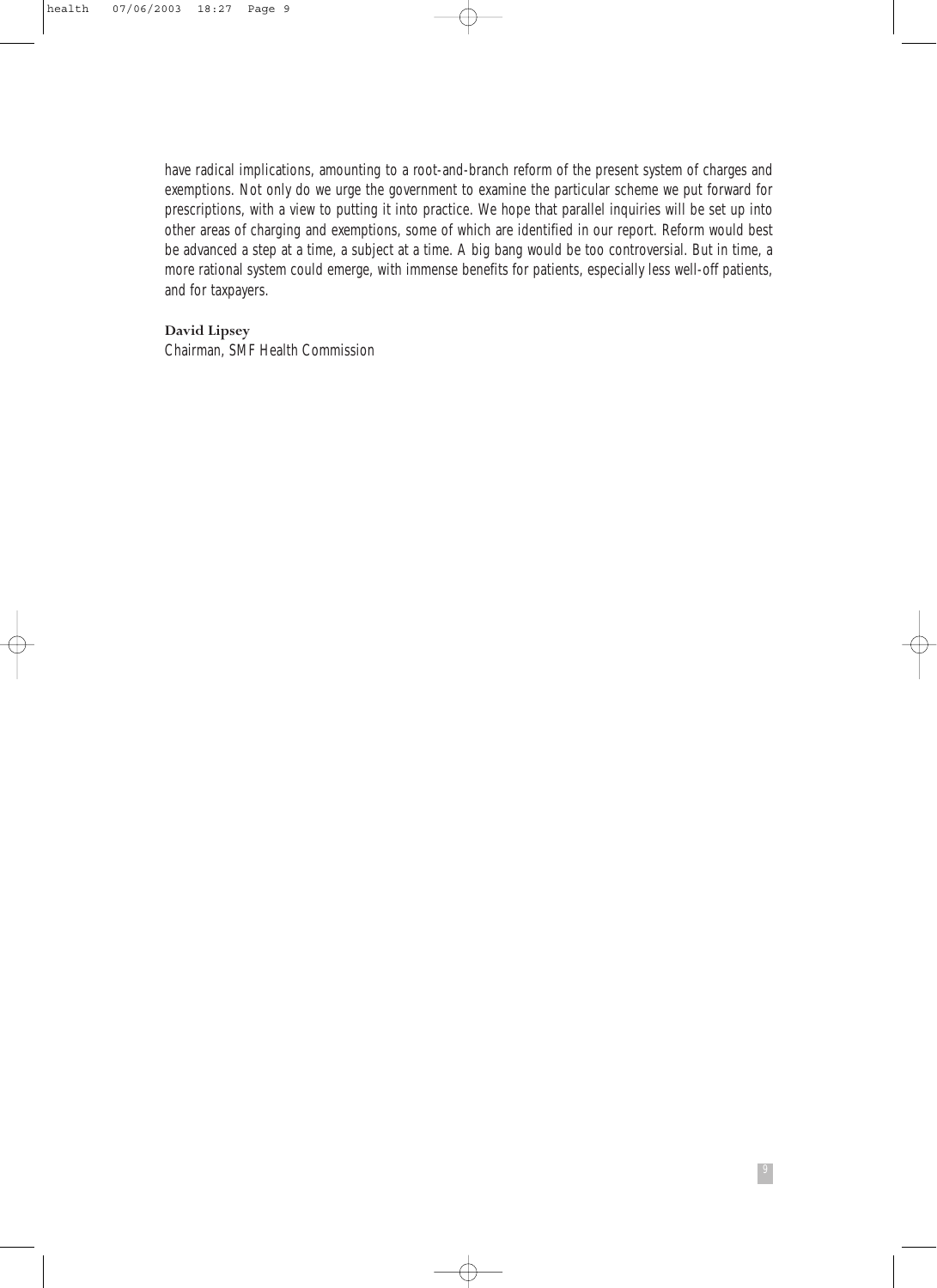have radical implications, amounting to a root-and-branch reform of the present system of charges and exemptions. Not only do we urge the government to examine the particular scheme we put forward for prescriptions, with a view to putting it into practice. We hope that parallel inquiries will be set up into other areas of charging and exemptions, some of which are identified in our report. Reform would best be advanced a step at a time, a subject at a time. A big bang would be too controversial. But in time, a more rational system could emerge, with immense benefits for patients, especially less well-off patients, and for taxpayers.

**David Lipsey**
Chairman, SMF Health Commission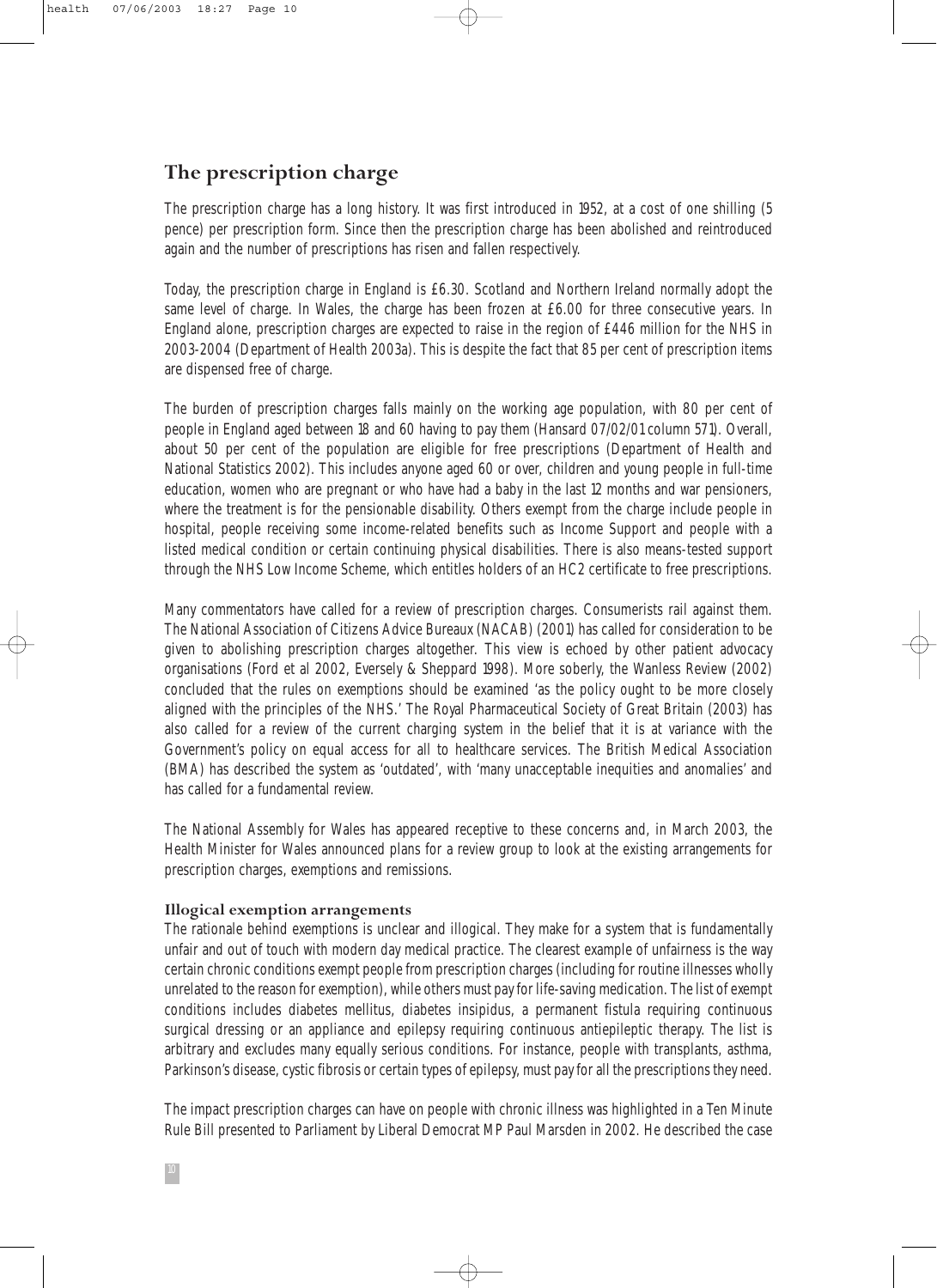## The prescription charge

The prescription charge has a long history. It was first introduced in 1952, at a cost of one shilling (5 pence) per prescription form. Since then the prescription charge has been abolished and reintroduced again and the number of prescriptions has risen and fallen respectively.

Today, the prescription charge in England is £6.30. Scotland and Northern Ireland normally adopt the same level of charge. In Wales, the charge has been frozen at £6.00 for three consecutive years. In England alone, prescription charges are expected to raise in the region of £446 million for the NHS in 2003-2004 (Department of Health 2003a). This is despite the fact that 85 per cent of prescription items are dispensed free of charge.

The burden of prescription charges falls mainly on the working age population, with 80 per cent of people in England aged between 18 and 60 having to pay them (Hansard 07/02/01 column 571). Overall, about 50 per cent of the population are eligible for free prescriptions (Department of Health and National Statistics 2002). This includes anyone aged 60 or over, children and young people in full-time education, women who are pregnant or who have had a baby in the last 12 months and war pensioners, where the treatment is for the pensionable disability. Others exempt from the charge include people in hospital, people receiving some income-related benefits such as Income Support and people with a listed medical condition or certain continuing physical disabilities. There is also means-tested support through the NHS Low Income Scheme, which entitles holders of an HC2 certificate to free prescriptions.

Many commentators have called for a review of prescription charges. Consumerists rail against them. The National Association of Citizens Advice Bureaux (NACAB) (2001) has called for consideration to be given to abolishing prescription charges altogether. This view is echoed by other patient advocacy organisations (Ford et al 2002, Eversely & Sheppard 1998). More soberly, the Wanless Review (2002) concluded that the rules on exemptions should be examined 'as the policy ought to be more closely aligned with the principles of the NHS.' The Royal Pharmaceutical Society of Great Britain (2003) has also called for a review of the current charging system in the belief that it is at variance with the Government's policy on equal access for all to healthcare services. The British Medical Association (BMA) has described the system as 'outdated', with 'many unacceptable inequities and anomalies' and has called for a fundamental review.

The National Assembly for Wales has appeared receptive to these concerns and, in March 2003, the Health Minister for Wales announced plans for a review group to look at the existing arrangements for prescription charges, exemptions and remissions.

### Illogical exemption arrangements

The rationale behind exemptions is unclear and illogical. They make for a system that is fundamentally unfair and out of touch with modern day medical practice. The clearest example of unfairness is the way certain chronic conditions exempt people from prescription charges (including for routine illnesses wholly unrelated to the reason for exemption), while others must pay for life-saving medication. The list of exempt conditions includes diabetes mellitus, diabetes insipidus, a permanent fistula requiring continuous surgical dressing or an appliance and epilepsy requiring continuous antiepileptic therapy. The list is arbitrary and excludes many equally serious conditions. For instance, people with transplants, asthma, Parkinson's disease, cystic fibrosis or certain types of epilepsy, must pay for all the prescriptions they need.

The impact prescription charges can have on people with chronic illness was highlighted in a Ten Minute Rule Bill presented to Parliament by Liberal Democrat MP Paul Marsden in 2002. He described the case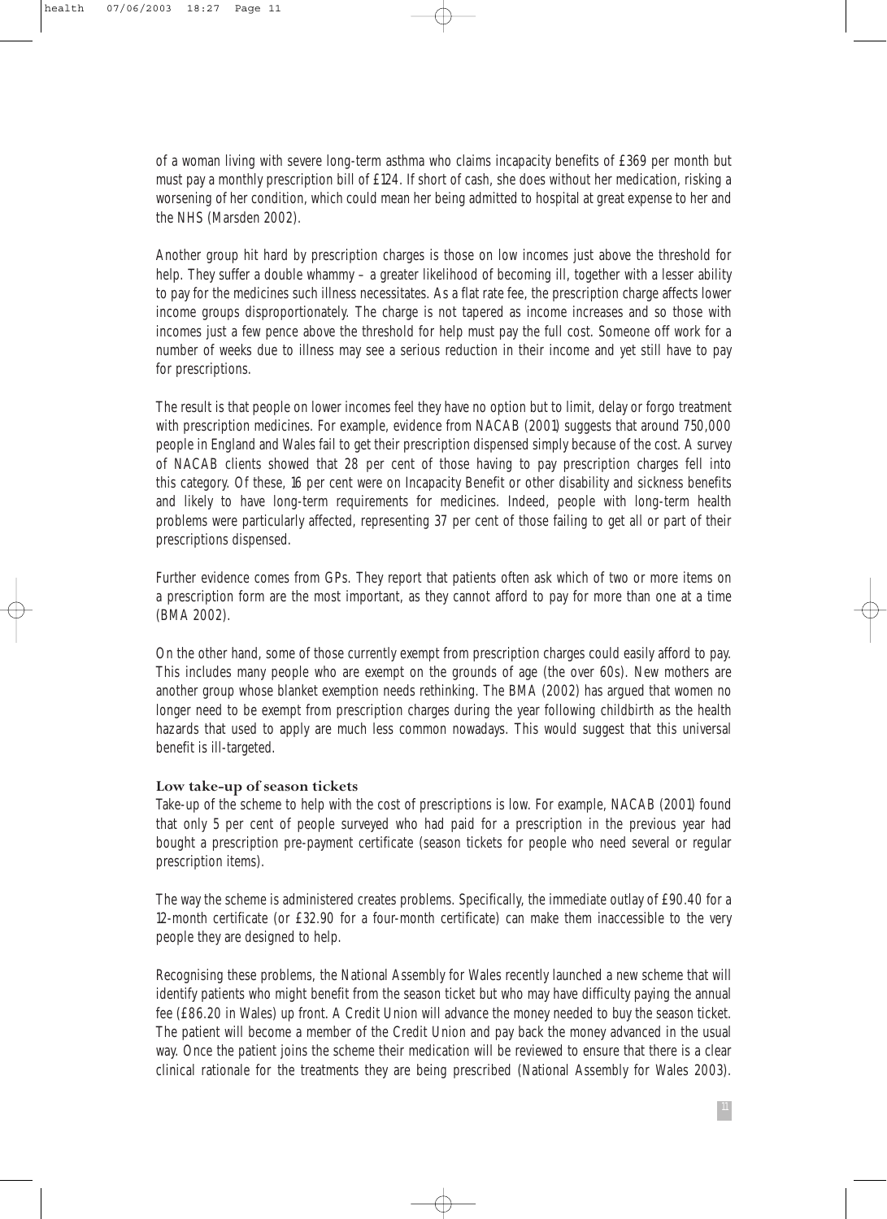of a woman living with severe long-term asthma who claims incapacity benefits of £369 per month but must pay a monthly prescription bill of £124. If short of cash, she does without her medication, risking a worsening of her condition, which could mean her being admitted to hospital at great expense to her and the NHS (Marsden 2002).

Another group hit hard by prescription charges is those on low incomes just above the threshold for help. They suffer a double whammy – a greater likelihood of becoming ill, together with a lesser ability to pay for the medicines such illness necessitates. As a flat rate fee, the prescription charge affects lower income groups disproportionately. The charge is not tapered as income increases and so those with incomes just a few pence above the threshold for help must pay the full cost. Someone off work for a number of weeks due to illness may see a serious reduction in their income and yet still have to pay for prescriptions.

The result is that people on lower incomes feel they have no option but to limit, delay or forgo treatment with prescription medicines. For example, evidence from NACAB (2001) suggests that around 750,000 people in England and Wales fail to get their prescription dispensed simply because of the cost. A survey of NACAB clients showed that 28 per cent of those having to pay prescription charges fell into this category. Of these, 16 per cent were on Incapacity Benefit or other disability and sickness benefits and likely to have long-term requirements for medicines. Indeed, people with long-term health problems were particularly affected, representing 37 per cent of those failing to get all or part of their prescriptions dispensed.

Further evidence comes from GPs. They report that patients often ask which of two or more items on a prescription form are the most important, as they cannot afford to pay for more than one at a time (BMA 2002).

On the other hand, some of those currently exempt from prescription charges could easily afford to pay. This includes many people who are exempt on the grounds of age (the over 60s). New mothers are another group whose blanket exemption needs rethinking. The BMA (2002) has argued that women no longer need to be exempt from prescription charges during the year following childbirth as the health hazards that used to apply are much less common nowadays. This would suggest that this universal benefit is ill-targeted.

**Low take-up of season tickets**

Take-up of the scheme to help with the cost of prescriptions is low. For example, NACAB (2001) found that only 5 per cent of people surveyed who had paid for a prescription in the previous year had bought a prescription pre-payment certificate (season tickets for people who need several or regular prescription items).

The way the scheme is administered creates problems. Specifically, the immediate outlay of £90.40 for a 12-month certificate (or £32.90 for a four-month certificate) can make them inaccessible to the very people they are designed to help.

Recognising these problems, the National Assembly for Wales recently launched a new scheme that will identify patients who might benefit from the season ticket but who may have difficulty paying the annual fee (£86.20 in Wales) up front. A Credit Union will advance the money needed to buy the season ticket. The patient will become a member of the Credit Union and pay back the money advanced in the usual way. Once the patient joins the scheme their medication will be reviewed to ensure that there is a clear clinical rationale for the treatments they are being prescribed (National Assembly for Wales 2003).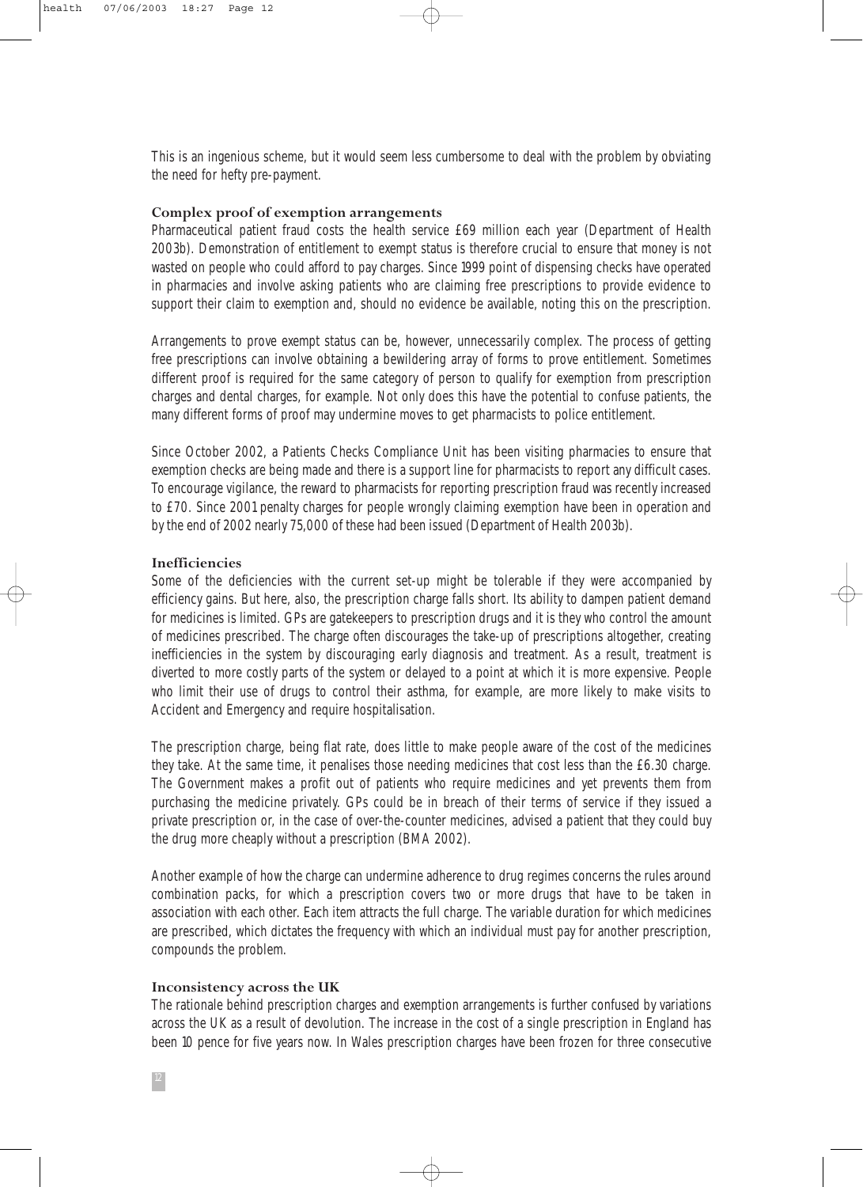This is an ingenious scheme, but it would seem less cumbersome to deal with the problem by obviating the need for hefty pre-payment.

### Complex proof of exemption arrangements

Pharmaceutical patient fraud costs the health service £69 million each year (Department of Health 2003b). Demonstration of entitlement to exempt status is therefore crucial to ensure that money is not wasted on people who could afford to pay charges. Since 1999 point of dispensing checks have operated in pharmacies and involve asking patients who are claiming free prescriptions to provide evidence to support their claim to exemption and, should no evidence be available, noting this on the prescription.

Arrangements to prove exempt status can be, however, unnecessarily complex. The process of getting free prescriptions can involve obtaining a bewildering array of forms to prove entitlement. Sometimes different proof is required for the same category of person to qualify for exemption from prescription charges and dental charges, for example. Not only does this have the potential to confuse patients, the many different forms of proof may undermine moves to get pharmacists to police entitlement.

Since October 2002, a Patients Checks Compliance Unit has been visiting pharmacies to ensure that exemption checks are being made and there is a support line for pharmacists to report any difficult cases. To encourage vigilance, the reward to pharmacists for reporting prescription fraud was recently increased to £70. Since 2001 penalty charges for people wrongly claiming exemption have been in operation and by the end of 2002 nearly 75,000 of these had been issued (Department of Health 2003b).

### Inefficiencies

Some of the deficiencies with the current set-up might be tolerable if they were accompanied by efficiency gains. But here, also, the prescription charge falls short. Its ability to dampen patient demand for medicines is limited. GPs are gatekeepers to prescription drugs and it is they who control the amount of medicines prescribed. The charge often discourages the take-up of prescriptions altogether, creating inefficiencies in the system by discouraging early diagnosis and treatment. As a result, treatment is diverted to more costly parts of the system or delayed to a point at which it is more expensive. People who limit their use of drugs to control their asthma, for example, are more likely to make visits to Accident and Emergency and require hospitalisation.

The prescription charge, being flat rate, does little to make people aware of the cost of the medicines they take. At the same time, it penalises those needing medicines that cost less than the £6.30 charge. The Government makes a profit out of patients who require medicines and yet prevents them from purchasing the medicine privately. GPs could be in breach of their terms of service if they issued a private prescription or, in the case of over-the-counter medicines, advised a patient that they could buy the drug more cheaply without a prescription (BMA 2002).

Another example of how the charge can undermine adherence to drug regimes concerns the rules around combination packs, for which a prescription covers two or more drugs that have to be taken in association with each other. Each item attracts the full charge. The variable duration for which medicines are prescribed, which dictates the frequency with which an individual must pay for another prescription, compounds the problem.

### Inconsistency across the UK

The rationale behind prescription charges and exemption arrangements is further confused by variations across the UK as a result of devolution. The increase in the cost of a single prescription in England has been 10 pence for five years now. In Wales prescription charges have been frozen for three consecutive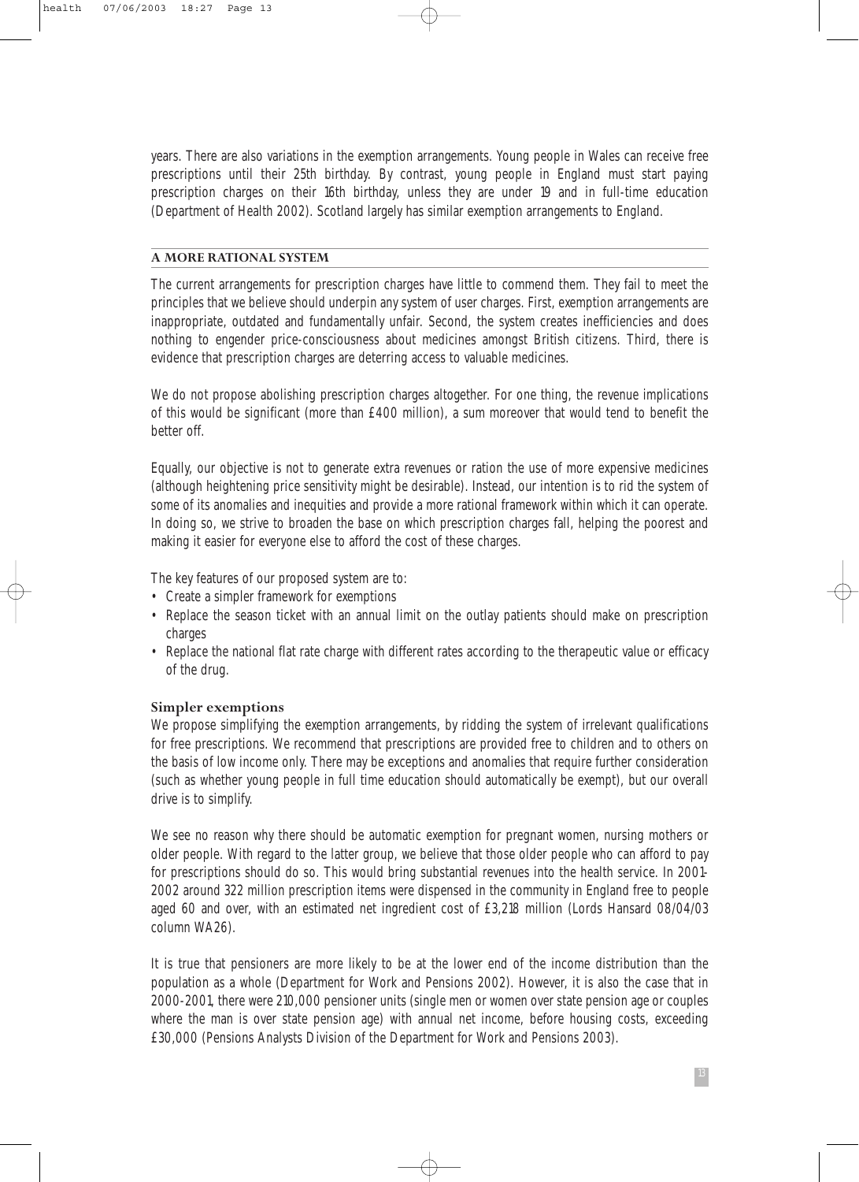years. There are also variations in the exemption arrangements. Young people in Wales can receive free prescriptions until their 25th birthday. By contrast, young people in England must start paying prescription charges on their 16th birthday, unless they are under 19 and in full-time education (Department of Health 2002). Scotland largely has similar exemption arrangements to England.

## A MORE RATIONAL SYSTEM

The current arrangements for prescription charges have little to commend them. They fail to meet the principles that we believe should underpin any system of user charges. First, exemption arrangements are inappropriate, outdated and fundamentally unfair. Second, the system creates inefficiencies and does nothing to engender price-consciousness about medicines amongst British citizens. Third, there is evidence that prescription charges are deterring access to valuable medicines.

We do not propose abolishing prescription charges altogether. For one thing, the revenue implications of this would be significant (more than £400 million), a sum moreover that would tend to benefit the better off.

Equally, our objective is not to generate extra revenues or ration the use of more expensive medicines (although heightening price sensitivity might be desirable). Instead, our intention is to rid the system of some of its anomalies and inequities and provide a more rational framework within which it can operate. In doing so, we strive to broaden the base on which prescription charges fall, helping the poorest and making it easier for everyone else to afford the cost of these charges.

The key features of our proposed system are to:

- Create a simpler framework for exemptions
- Replace the season ticket with an annual limit on the outlay patients should make on prescription charges
- Replace the national flat rate charge with different rates according to the therapeutic value or efficacy of the drug.

### Simpler exemptions

We propose simplifying the exemption arrangements, by ridding the system of irrelevant qualifications for free prescriptions. We recommend that prescriptions are provided free to children and to others on the basis of low income only. There may be exceptions and anomalies that require further consideration (such as whether young people in full time education should automatically be exempt), but our overall drive is to simplify.

We see no reason why there should be automatic exemption for pregnant women, nursing mothers or older people. With regard to the latter group, we believe that those older people who can afford to pay for prescriptions should do so. This would bring substantial revenues into the health service. In 2001-2002 around 322 million prescription items were dispensed in the community in England free to people aged 60 and over, with an estimated net ingredient cost of £3,218 million (Lords Hansard 08/04/03 column WA26).

It is true that pensioners are more likely to be at the lower end of the income distribution than the population as a whole (Department for Work and Pensions 2002). However, it is also the case that in 2000-2001, there were 210,000 pensioner units (single men or women over state pension age or couples where the man is over state pension age) with annual net income, before housing costs, exceeding £30,000 (Pensions Analysts Division of the Department for Work and Pensions 2003).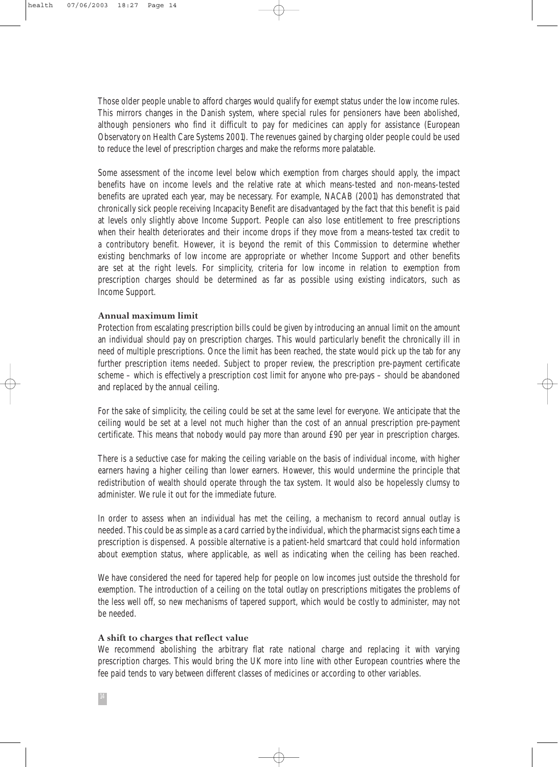Those older people unable to afford charges would qualify for exempt status under the low income rules. This mirrors changes in the Danish system, where special rules for pensioners have been abolished, although pensioners who find it difficult to pay for medicines can apply for assistance (European Observatory on Health Care Systems 2001). The revenues gained by charging older people could be used to reduce the level of prescription charges and make the reforms more palatable.

Some assessment of the income level below which exemption from charges should apply, the impact benefits have on income levels and the relative rate at which means-tested and non-means-tested benefits are uprated each year, may be necessary. For example, NACAB (2001) has demonstrated that chronically sick people receiving Incapacity Benefit are disadvantaged by the fact that this benefit is paid at levels only slightly above Income Support. People can also lose entitlement to free prescriptions when their health deteriorates and their income drops if they move from a means-tested tax credit to a contributory benefit. However, it is beyond the remit of this Commission to determine whether existing benchmarks of low income are appropriate or whether Income Support and other benefits are set at the right levels. For simplicity, criteria for low income in relation to exemption from prescription charges should be determined as far as possible using existing indicators, such as Income Support.

### Annual maximum limit

Protection from escalating prescription bills could be given by introducing an annual limit on the amount an individual should pay on prescription charges. This would particularly benefit the chronically ill in need of multiple prescriptions. Once the limit has been reached, the state would pick up the tab for any further prescription items needed. Subject to proper review, the prescription pre-payment certificate scheme – which is effectively a prescription cost limit for anyone who pre-pays – should be abandoned and replaced by the annual ceiling.

For the sake of simplicity, the ceiling could be set at the same level for everyone. We anticipate that the ceiling would be set at a level not much higher than the cost of an annual prescription pre-payment certificate. This means that nobody would pay more than around £90 per year in prescription charges.

There is a seductive case for making the ceiling variable on the basis of individual income, with higher earners having a higher ceiling than lower earners. However, this would undermine the principle that redistribution of wealth should operate through the tax system. It would also be hopelessly clumsy to administer. We rule it out for the immediate future.

In order to assess when an individual has met the ceiling, a mechanism to record annual outlay is needed. This could be as simple as a card carried by the individual, which the pharmacist signs each time a prescription is dispensed. A possible alternative is a patient-held smartcard that could hold information about exemption status, where applicable, as well as indicating when the ceiling has been reached.

We have considered the need for tapered help for people on low incomes just outside the threshold for exemption. The introduction of a ceiling on the total outlay on prescriptions mitigates the problems of the less well off, so new mechanisms of tapered support, which would be costly to administer, may not be needed.

### A shift to charges that reflect value

We recommend abolishing the arbitrary flat rate national charge and replacing it with varying prescription charges. This would bring the UK more into line with other European countries where the fee paid tends to vary between different classes of medicines or according to other variables.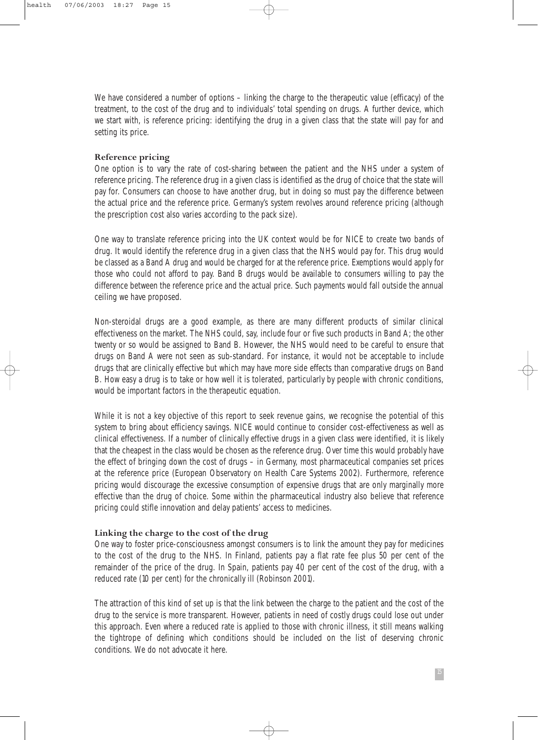We have considered a number of options – linking the charge to the therapeutic value (efficacy) of the treatment, to the cost of the drug and to individuals' total spending on drugs. A further device, which we start with, is reference pricing: identifying the drug in a given class that the state will pay for and setting its price.

### Reference pricing

One option is to vary the rate of cost-sharing between the patient and the NHS under a system of reference pricing. The reference drug in a given class is identified as the drug of choice that the state will pay for. Consumers can choose to have another drug, but in doing so must pay the difference between the actual price and the reference price. Germany's system revolves around reference pricing (although the prescription cost also varies according to the pack size).

One way to translate reference pricing into the UK context would be for NICE to create two bands of drug. It would identify the reference drug in a given class that the NHS would pay for. This drug would be classed as a Band A drug and would be charged for at the reference price. Exemptions would apply for those who could not afford to pay. Band B drugs would be available to consumers willing to pay the difference between the reference price and the actual price. Such payments would fall outside the annual ceiling we have proposed.

Non-steroidal drugs are a good example, as there are many different products of similar clinical effectiveness on the market. The NHS could, say, include four or five such products in Band A; the other twenty or so would be assigned to Band B. However, the NHS would need to be careful to ensure that drugs on Band A were not seen as sub-standard. For instance, it would not be acceptable to include drugs that are clinically effective but which may have more side effects than comparative drugs on Band B. How easy a drug is to take or how well it is tolerated, particularly by people with chronic conditions, would be important factors in the therapeutic equation.

While it is not a key objective of this report to seek revenue gains, we recognise the potential of this system to bring about efficiency savings. NICE would continue to consider cost-effectiveness as well as clinical effectiveness. If a number of clinically effective drugs in a given class were identified, it is likely that the cheapest in the class would be chosen as the reference drug. Over time this would probably have the effect of bringing down the cost of drugs – in Germany, most pharmaceutical companies set prices at the reference price (European Observatory on Health Care Systems 2002). Furthermore, reference pricing would discourage the excessive consumption of expensive drugs that are only marginally more effective than the drug of choice. Some within the pharmaceutical industry also believe that reference pricing could stifle innovation and delay patients' access to medicines.

### Linking the charge to the cost of the drug

One way to foster price-consciousness amongst consumers is to link the amount they pay for medicines to the cost of the drug to the NHS. In Finland, patients pay a flat rate fee plus 50 per cent of the remainder of the price of the drug. In Spain, patients pay 40 per cent of the cost of the drug, with a reduced rate (10 per cent) for the chronically ill (Robinson 2001).

The attraction of this kind of set up is that the link between the charge to the patient and the cost of the drug to the service is more transparent. However, patients in need of costly drugs could lose out under this approach. Even where a reduced rate is applied to those with chronic illness, it still means walking the tightrope of defining which conditions should be included on the list of deserving chronic conditions. We do not advocate it here.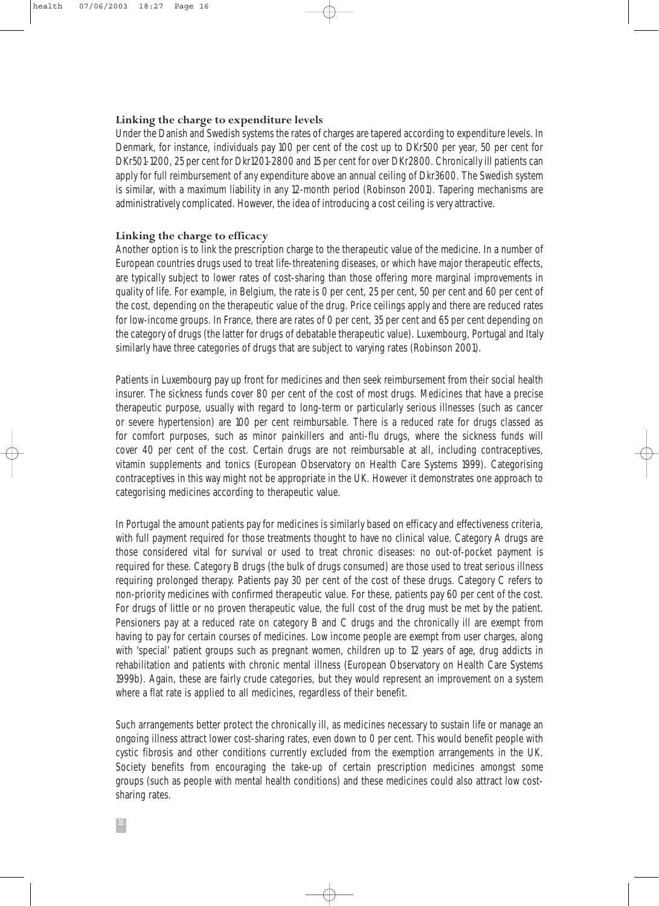### Linking the charge to expenditure levels

Under the Danish and Swedish systems the rates of charges are tapered according to expenditure levels. In Denmark, for instance, individuals pay 100 per cent of the cost up to DKr500 per year, 50 per cent for DKr501-1200, 25 per cent for Dkr1201-2800 and 15 per cent for over DKr2800. Chronically ill patients can apply for full reimbursement of any expenditure above an annual ceiling of Dkr3600. The Swedish system is similar, with a maximum liability in any 12-month period (Robinson 2001). Tapering mechanisms are administratively complicated. However, the idea of introducing a cost ceiling is very attractive.

### Linking the charge to efficacy

Another option is to link the prescription charge to the therapeutic value of the medicine. In a number of European countries drugs used to treat life-threatening diseases, or which have major therapeutic effects, are typically subject to lower rates of cost-sharing than those offering more marginal improvements in quality of life. For example, in Belgium, the rate is 0 per cent, 25 per cent, 50 per cent and 60 per cent of the cost, depending on the therapeutic value of the drug. Price ceilings apply and there are reduced rates for low-income groups. In France, there are rates of 0 per cent, 35 per cent and 65 per cent depending on the category of drugs (the latter for drugs of debatable therapeutic value). Luxembourg, Portugal and Italy similarly have three categories of drugs that are subject to varying rates (Robinson 2001).

Patients in Luxembourg pay up front for medicines and then seek reimbursement from their social health insurer. The sickness funds cover 80 per cent of the cost of most drugs. Medicines that have a precise therapeutic purpose, usually with regard to long-term or particularly serious illnesses (such as cancer or severe hypertension) are 100 per cent reimbursable. There is a reduced rate for drugs classed as for comfort purposes, such as minor painkillers and anti-flu drugs, where the sickness funds will cover 40 per cent of the cost. Certain drugs are not reimbursable at all, including contraceptives, vitamin supplements and tonics (European Observatory on Health Care Systems 1999). Categorising contraceptives in this way might not be appropriate in the UK. However it demonstrates one approach to categorising medicines according to therapeutic value.

In Portugal the amount patients pay for medicines is similarly based on efficacy and effectiveness criteria, with full payment required for those treatments thought to have no clinical value. Category A drugs are those considered vital for survival or used to treat chronic diseases: no out-of-pocket payment is required for these. Category B drugs (the bulk of drugs consumed) are those used to treat serious illness requiring prolonged therapy. Patients pay 30 per cent of the cost of these drugs. Category C refers to non-priority medicines with confirmed therapeutic value. For these, patients pay 60 per cent of the cost. For drugs of little or no proven therapeutic value, the full cost of the drug must be met by the patient. Pensioners pay at a reduced rate on category B and C drugs and the chronically ill are exempt from having to pay for certain courses of medicines. Low income people are exempt from user charges, along with 'special' patient groups such as pregnant women, children up to 12 years of age, drug addicts in rehabilitation and patients with chronic mental illness (European Observatory on Health Care Systems 1999b). Again, these are fairly crude categories, but they would represent an improvement on a system where a flat rate is applied to all medicines, regardless of their benefit.

Such arrangements better protect the chronically ill, as medicines necessary to sustain life or manage an ongoing illness attract lower cost-sharing rates, even down to 0 per cent. This would benefit people with cystic fibrosis and other conditions currently excluded from the exemption arrangements in the UK. Society benefits from encouraging the take-up of certain prescription medicines amongst some groups (such as people with mental health conditions) and these medicines could also attract low cost-sharing rates.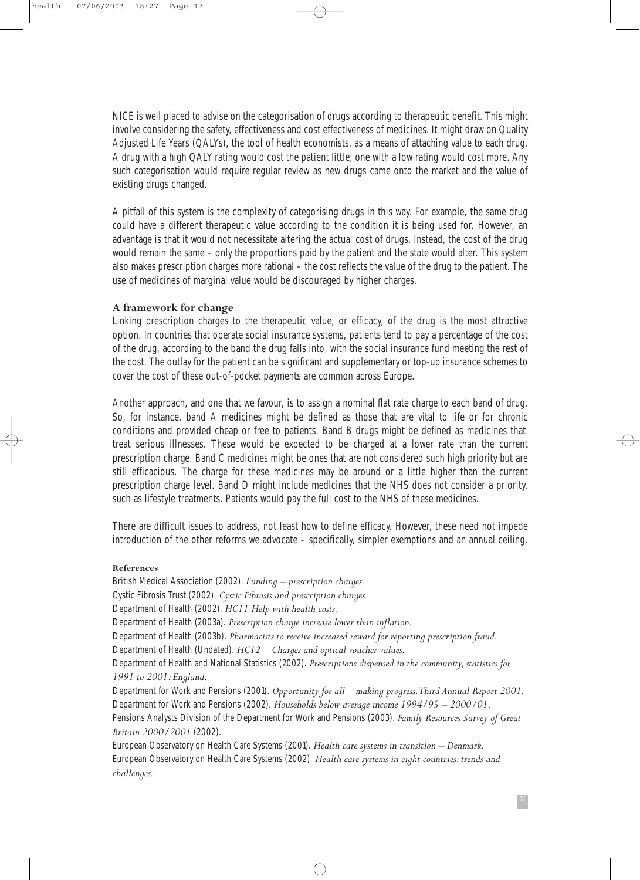NICE is well placed to advise on the categorisation of drugs according to therapeutic benefit. This might involve considering the safety, effectiveness and cost effectiveness of medicines. It might draw on Quality Adjusted Life Years (QALYs), the tool of health economists, as a means of attaching value to each drug. A drug with a high QALY rating would cost the patient little; one with a low rating would cost more. Any such categorisation would require regular review as new drugs came onto the market and the value of existing drugs changed.

A pitfall of this system is the complexity of categorising drugs in this way. For example, the same drug could have a different therapeutic value according to the condition it is being used for. However, an advantage is that it would not necessitate altering the actual cost of drugs. Instead, the cost of the drug would remain the same – only the proportions paid by the patient and the state would alter. This system also makes prescription charges more rational – the cost reflects the value of the drug to the patient. The use of medicines of marginal value would be discouraged by higher charges.

**A framework for change**

Linking prescription charges to the therapeutic value, or efficacy, of the drug is the most attractive option. In countries that operate social insurance systems, patients tend to pay a percentage of the cost of the drug, according to the band the drug falls into, with the social insurance fund meeting the rest of the cost. The outlay for the patient can be significant and supplementary or top-up insurance schemes to cover the cost of these out-of-pocket payments are common across Europe.

Another approach, and one that we favour, is to assign a nominal flat rate charge to each band of drug. So, for instance, band A medicines might be defined as those that are vital to life or for chronic conditions and provided cheap or free to patients. Band B drugs might be defined as medicines that treat serious illnesses. These would be expected to be charged at a lower rate than the current prescription charge. Band C medicines might be ones that are not considered such high priority but are still efficacious. The charge for these medicines may be around or a little higher than the current prescription charge level. Band D might include medicines that the NHS does not consider a priority, such as lifestyle treatments. Patients would pay the full cost to the NHS of these medicines.

There are difficult issues to address, not least how to define efficacy. However, these need not impede introduction of the other reforms we advocate – specifically, simpler exemptions and an annual ceiling.

**References**

British Medical Association (2002). *Funding – prescription charges.*

Cystic Fibrosis Trust (2002). *Cystic Fibrosis and prescription charges.*

Department of Health (2002). *HC11 Help with health costs.*

Department of Health (2003a). *Prescription charge increase lower than inflation.*

Department of Health (2003b). *Pharmacists to receive increased reward for reporting prescription fraud.*

Department of Health (Undated). *HC12 – Charges and optical voucher values.*

Department of Health and National Statistics (2002). *Prescriptions dispensed in the community, statistics for 1991 to 2001: England.*

Department for Work and Pensions (2001). *Opportunity for all – making progress. Third Annual Report 2001.*

Department for Work and Pensions (2002). *Households below average income 1994/95 – 2000/01.*

Pensions Analysts Division of the Department for Work and Pensions (2003). *Family Resources Survey of Great Britain 2000/2001* (2002).

European Observatory on Health Care Systems (2001). *Health care systems in transition – Denmark.*

European Observatory on Health Care Systems (2002). *Health care systems in eight countries: trends and challenges.*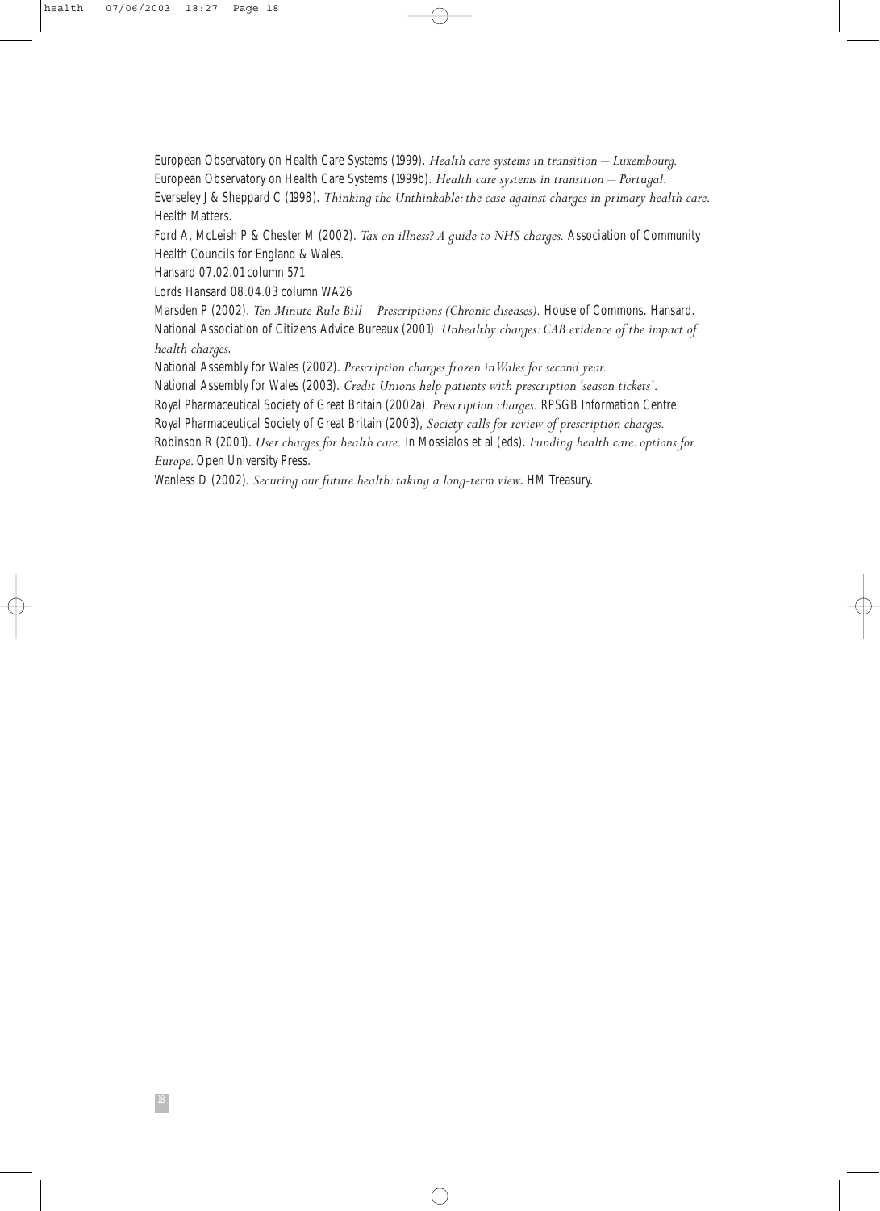European Observatory on Health Care Systems (1999). *Health care systems in transition – Luxembourg.*

European Observatory on Health Care Systems (1999b). *Health care systems in transition – Portugal.*

Everseley J & Sheppard C (1998). *Thinking the Unthinkable: the case against charges in primary health care.* Health Matters.

Ford A, McLeish P & Chester M (2002). *Tax on illness? A guide to NHS charges.* Association of Community Health Councils for England & Wales.

Hansard 07.02.01 column 571

Lords Hansard 08.04.03 column WA26

Marsden P (2002). *Ten Minute Rule Bill – Prescriptions (Chronic diseases).* House of Commons. Hansard.

National Association of Citizens Advice Bureaux (2001). *Unhealthy charges: CAB evidence of the impact of health charges.*

National Assembly for Wales (2002). *Prescription charges frozen in Wales for second year.*

National Assembly for Wales (2003). *Credit Unions help patients with prescription 'season tickets'.*

Royal Pharmaceutical Society of Great Britain (2002a). *Prescription charges.* RPSGB Information Centre.

Royal Pharmaceutical Society of Great Britain (2003), *Society calls for review of prescription charges.*

Robinson R (2001). *User charges for health care.* In Mossialos et al (eds). *Funding health care: options for Europe.* Open University Press.

Wanless D (2002). *Securing our future health: taking a long-term view.* HM Treasury.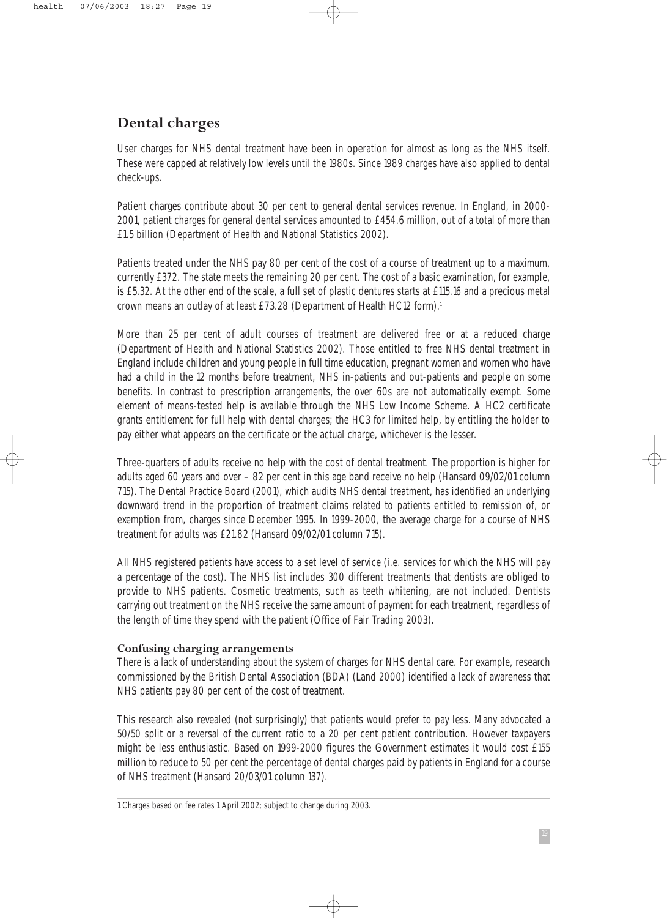## Dental charges

User charges for NHS dental treatment have been in operation for almost as long as the NHS itself. These were capped at relatively low levels until the 1980s. Since 1989 charges have also applied to dental check-ups.

Patient charges contribute about 30 per cent to general dental services revenue. In England, in 2000-2001, patient charges for general dental services amounted to £454.6 million, out of a total of more than £1.5 billion (Department of Health and National Statistics 2002).

Patients treated under the NHS pay 80 per cent of the cost of a course of treatment up to a maximum, currently £372. The state meets the remaining 20 per cent. The cost of a basic examination, for example, is £5.32. At the other end of the scale, a full set of plastic dentures starts at £115.16 and a precious metal crown means an outlay of at least £73.28 (Department of Health HC12 form).[1]

More than 25 per cent of adult courses of treatment are delivered free or at a reduced charge (Department of Health and National Statistics 2002). Those entitled to free NHS dental treatment in England include children and young people in full time education, pregnant women and women who have had a child in the 12 months before treatment, NHS in-patients and out-patients and people on some benefits. In contrast to prescription arrangements, the over 60s are not automatically exempt. Some element of means-tested help is available through the NHS Low Income Scheme. A HC2 certificate grants entitlement for full help with dental charges; the HC3 for limited help, by entitling the holder to pay either what appears on the certificate or the actual charge, whichever is the lesser.

Three-quarters of adults receive no help with the cost of dental treatment. The proportion is higher for adults aged 60 years and over – 82 per cent in this age band receive no help (Hansard 09/02/01 column 715). The Dental Practice Board (2001), which audits NHS dental treatment, has identified an underlying downward trend in the proportion of treatment claims related to patients entitled to remission of, or exemption from, charges since December 1995. In 1999-2000, the average charge for a course of NHS treatment for adults was £21.82 (Hansard 09/02/01 column 715).

All NHS registered patients have access to a set level of service (i.e. services for which the NHS will pay a percentage of the cost). The NHS list includes 300 different treatments that dentists are obliged to provide to NHS patients. Cosmetic treatments, such as teeth whitening, are not included. Dentists carrying out treatment on the NHS receive the same amount of payment for each treatment, regardless of the length of time they spend with the patient (Office of Fair Trading 2003).

### Confusing charging arrangements

There is a lack of understanding about the system of charges for NHS dental care. For example, research commissioned by the British Dental Association (BDA) (Land 2000) identified a lack of awareness that NHS patients pay 80 per cent of the cost of treatment.

This research also revealed (not surprisingly) that patients would prefer to pay less. Many advocated a 50/50 split or a reversal of the current ratio to a 20 per cent patient contribution. However taxpayers might be less enthusiastic. Based on 1999-2000 figures the Government estimates it would cost £155 million to reduce to 50 per cent the percentage of dental charges paid by patients in England for a course of NHS treatment (Hansard 20/03/01 column 137).

---

1 Charges based on fee rates 1 April 2002; subject to change during 2003.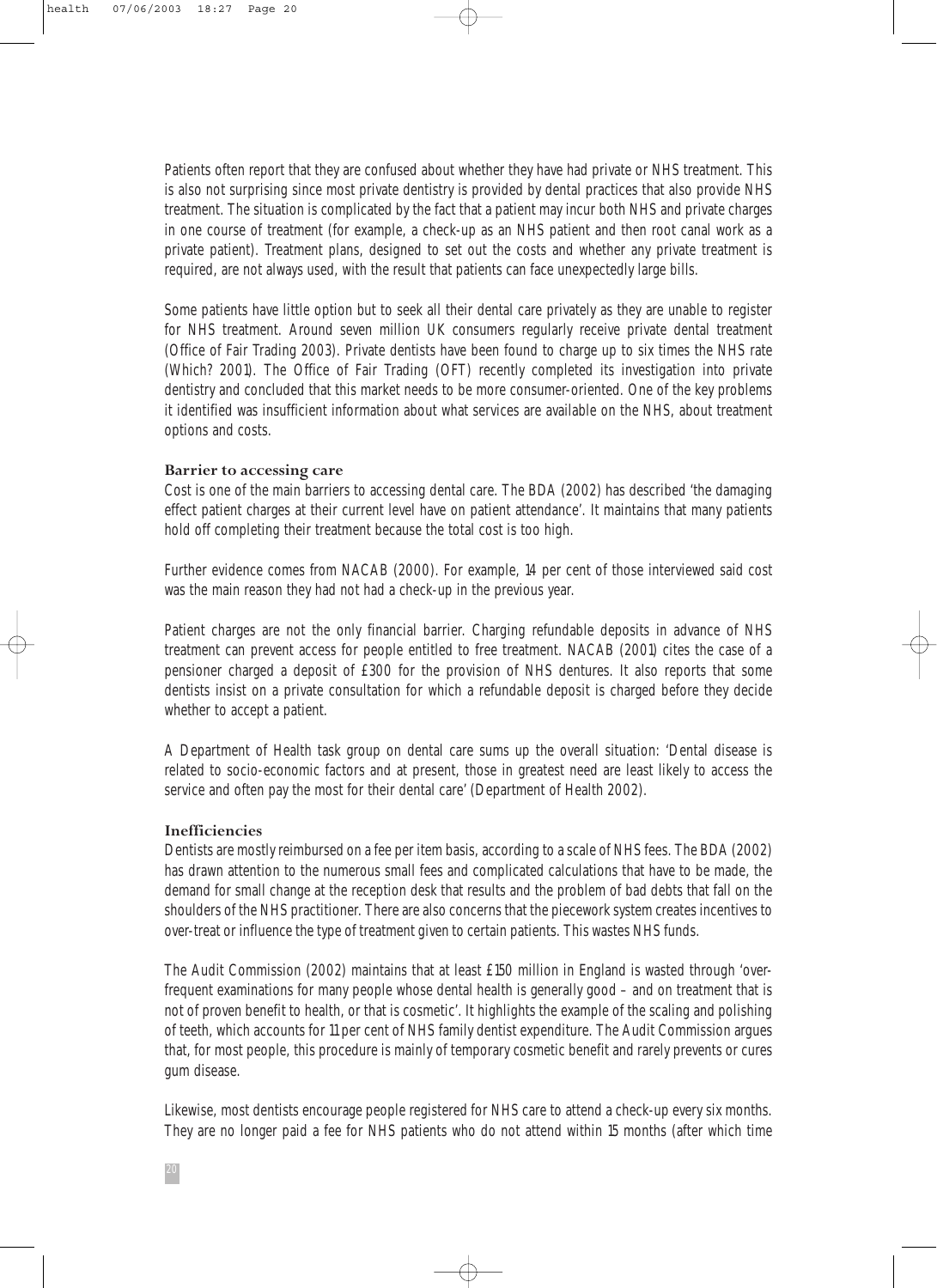Patients often report that they are confused about whether they have had private or NHS treatment. This is also not surprising since most private dentistry is provided by dental practices that also provide NHS treatment. The situation is complicated by the fact that a patient may incur both NHS and private charges in one course of treatment (for example, a check-up as an NHS patient and then root canal work as a private patient). Treatment plans, designed to set out the costs and whether any private treatment is required, are not always used, with the result that patients can face unexpectedly large bills.

Some patients have little option but to seek all their dental care privately as they are unable to register for NHS treatment. Around seven million UK consumers regularly receive private dental treatment (Office of Fair Trading 2003). Private dentists have been found to charge up to six times the NHS rate (Which? 2001). The Office of Fair Trading (OFT) recently completed its investigation into private dentistry and concluded that this market needs to be more consumer-oriented. One of the key problems it identified was insufficient information about what services are available on the NHS, about treatment options and costs.

### Barrier to accessing care

Cost is one of the main barriers to accessing dental care. The BDA (2002) has described 'the damaging effect patient charges at their current level have on patient attendance'. It maintains that many patients hold off completing their treatment because the total cost is too high.

Further evidence comes from NACAB (2000). For example, 14 per cent of those interviewed said cost was the main reason they had not had a check-up in the previous year.

Patient charges are not the only financial barrier. Charging refundable deposits in advance of NHS treatment can prevent access for people entitled to free treatment. NACAB (2001) cites the case of a pensioner charged a deposit of £300 for the provision of NHS dentures. It also reports that some dentists insist on a private consultation for which a refundable deposit is charged before they decide whether to accept a patient.

A Department of Health task group on dental care sums up the overall situation: 'Dental disease is related to socio-economic factors and at present, those in greatest need are least likely to access the service and often pay the most for their dental care' (Department of Health 2002).

### Inefficiencies

Dentists are mostly reimbursed on a fee per item basis, according to a scale of NHS fees. The BDA (2002) has drawn attention to the numerous small fees and complicated calculations that have to be made, the demand for small change at the reception desk that results and the problem of bad debts that fall on the shoulders of the NHS practitioner. There are also concerns that the piecework system creates incentives to over-treat or influence the type of treatment given to certain patients. This wastes NHS funds.

The Audit Commission (2002) maintains that at least £150 million in England is wasted through 'over-frequent examinations for many people whose dental health is generally good – and on treatment that is not of proven benefit to health, or that is cosmetic'. It highlights the example of the scaling and polishing of teeth, which accounts for 11 per cent of NHS family dentist expenditure. The Audit Commission argues that, for most people, this procedure is mainly of temporary cosmetic benefit and rarely prevents or cures gum disease.

Likewise, most dentists encourage people registered for NHS care to attend a check-up every six months. They are no longer paid a fee for NHS patients who do not attend within 15 months (after which time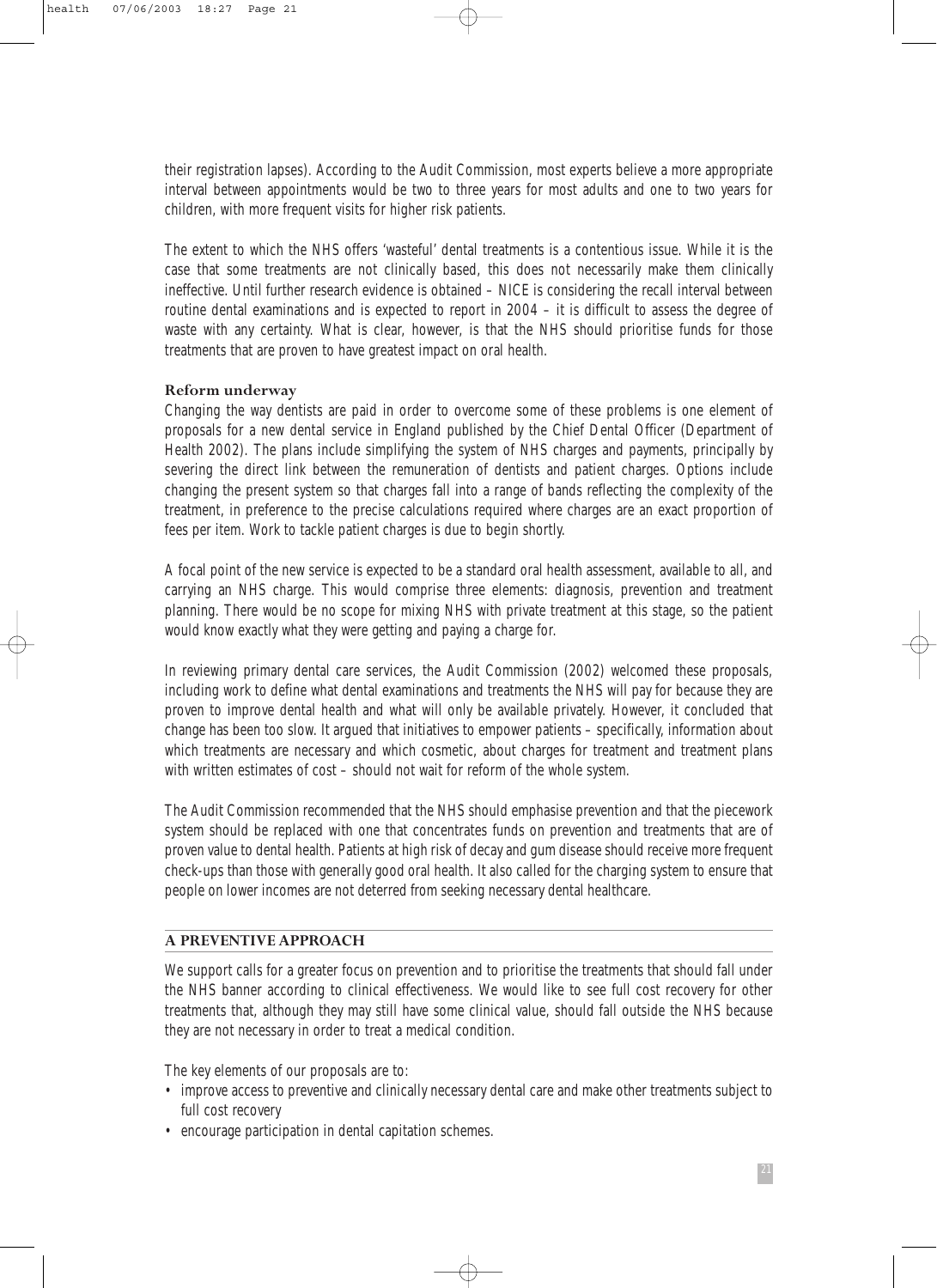their registration lapses). According to the Audit Commission, most experts believe a more appropriate interval between appointments would be two to three years for most adults and one to two years for children, with more frequent visits for higher risk patients.

The extent to which the NHS offers 'wasteful' dental treatments is a contentious issue. While it is the case that some treatments are not clinically based, this does not necessarily make them clinically ineffective. Until further research evidence is obtained – NICE is considering the recall interval between routine dental examinations and is expected to report in 2004 – it is difficult to assess the degree of waste with any certainty. What is clear, however, is that the NHS should prioritise funds for those treatments that are proven to have greatest impact on oral health.

### Reform underway

Changing the way dentists are paid in order to overcome some of these problems is one element of proposals for a new dental service in England published by the Chief Dental Officer (Department of Health 2002). The plans include simplifying the system of NHS charges and payments, principally by severing the direct link between the remuneration of dentists and patient charges. Options include changing the present system so that charges fall into a range of bands reflecting the complexity of the treatment, in preference to the precise calculations required where charges are an exact proportion of fees per item. Work to tackle patient charges is due to begin shortly.

A focal point of the new service is expected to be a standard oral health assessment, available to all, and carrying an NHS charge. This would comprise three elements: diagnosis, prevention and treatment planning. There would be no scope for mixing NHS with private treatment at this stage, so the patient would know exactly what they were getting and paying a charge for.

In reviewing primary dental care services, the Audit Commission (2002) welcomed these proposals, including work to define what dental examinations and treatments the NHS will pay for because they are proven to improve dental health and what will only be available privately. However, it concluded that change has been too slow. It argued that initiatives to empower patients – specifically, information about which treatments are necessary and which cosmetic, about charges for treatment and treatment plans with written estimates of cost – should not wait for reform of the whole system.

The Audit Commission recommended that the NHS should emphasise prevention and that the piecework system should be replaced with one that concentrates funds on prevention and treatments that are of proven value to dental health. Patients at high risk of decay and gum disease should receive more frequent check-ups than those with generally good oral health. It also called for the charging system to ensure that people on lower incomes are not deterred from seeking necessary dental healthcare.

## A PREVENTIVE APPROACH

We support calls for a greater focus on prevention and to prioritise the treatments that should fall under the NHS banner according to clinical effectiveness. We would like to see full cost recovery for other treatments that, although they may still have some clinical value, should fall outside the NHS because they are not necessary in order to treat a medical condition.

The key elements of our proposals are to:

- improve access to preventive and clinically necessary dental care and make other treatments subject to full cost recovery
- encourage participation in dental capitation schemes.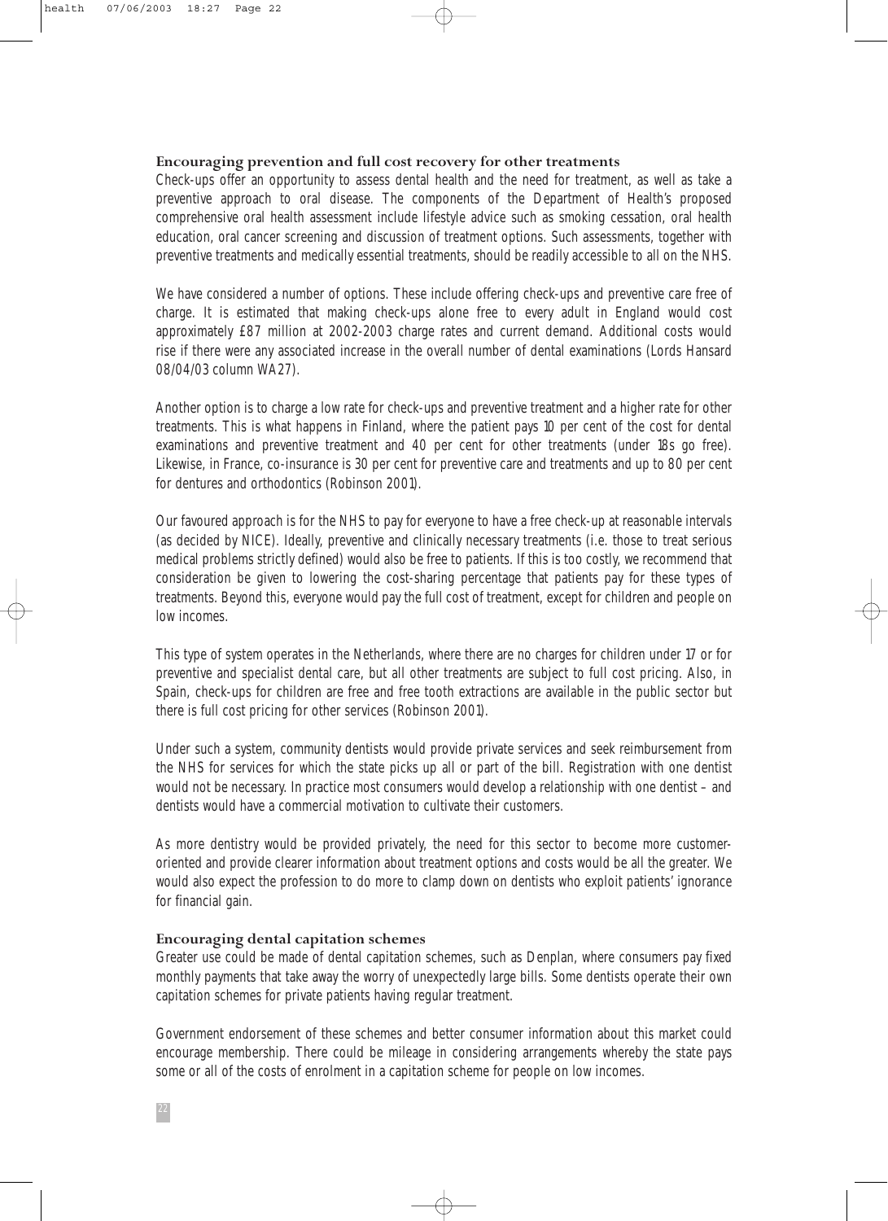### Encouraging prevention and full cost recovery for other treatments

Check-ups offer an opportunity to assess dental health and the need for treatment, as well as take a preventive approach to oral disease. The components of the Department of Health's proposed comprehensive oral health assessment include lifestyle advice such as smoking cessation, oral health education, oral cancer screening and discussion of treatment options. Such assessments, together with preventive treatments and medically essential treatments, should be readily accessible to all on the NHS.

We have considered a number of options. These include offering check-ups and preventive care free of charge. It is estimated that making check-ups alone free to every adult in England would cost approximately £87 million at 2002-2003 charge rates and current demand. Additional costs would rise if there were any associated increase in the overall number of dental examinations (Lords Hansard 08/04/03 column WA27).

Another option is to charge a low rate for check-ups and preventive treatment and a higher rate for other treatments. This is what happens in Finland, where the patient pays 10 per cent of the cost for dental examinations and preventive treatment and 40 per cent for other treatments (under 18s go free). Likewise, in France, co-insurance is 30 per cent for preventive care and treatments and up to 80 per cent for dentures and orthodontics (Robinson 2001).

Our favoured approach is for the NHS to pay for everyone to have a free check-up at reasonable intervals (as decided by NICE). Ideally, preventive and clinically necessary treatments (i.e. those to treat serious medical problems strictly defined) would also be free to patients. If this is too costly, we recommend that consideration be given to lowering the cost-sharing percentage that patients pay for these types of treatments. Beyond this, everyone would pay the full cost of treatment, except for children and people on low incomes.

This type of system operates in the Netherlands, where there are no charges for children under 17 or for preventive and specialist dental care, but all other treatments are subject to full cost pricing. Also, in Spain, check-ups for children are free and free tooth extractions are available in the public sector but there is full cost pricing for other services (Robinson 2001).

Under such a system, community dentists would provide private services and seek reimbursement from the NHS for services for which the state picks up all or part of the bill. Registration with one dentist would not be necessary. In practice most consumers would develop a relationship with one dentist – and dentists would have a commercial motivation to cultivate their customers.

As more dentistry would be provided privately, the need for this sector to become more customer-oriented and provide clearer information about treatment options and costs would be all the greater. We would also expect the profession to do more to clamp down on dentists who exploit patients' ignorance for financial gain.

### Encouraging dental capitation schemes

Greater use could be made of dental capitation schemes, such as Denplan, where consumers pay fixed monthly payments that take away the worry of unexpectedly large bills. Some dentists operate their own capitation schemes for private patients having regular treatment.

Government endorsement of these schemes and better consumer information about this market could encourage membership. There could be mileage in considering arrangements whereby the state pays some or all of the costs of enrolment in a capitation scheme for people on low incomes.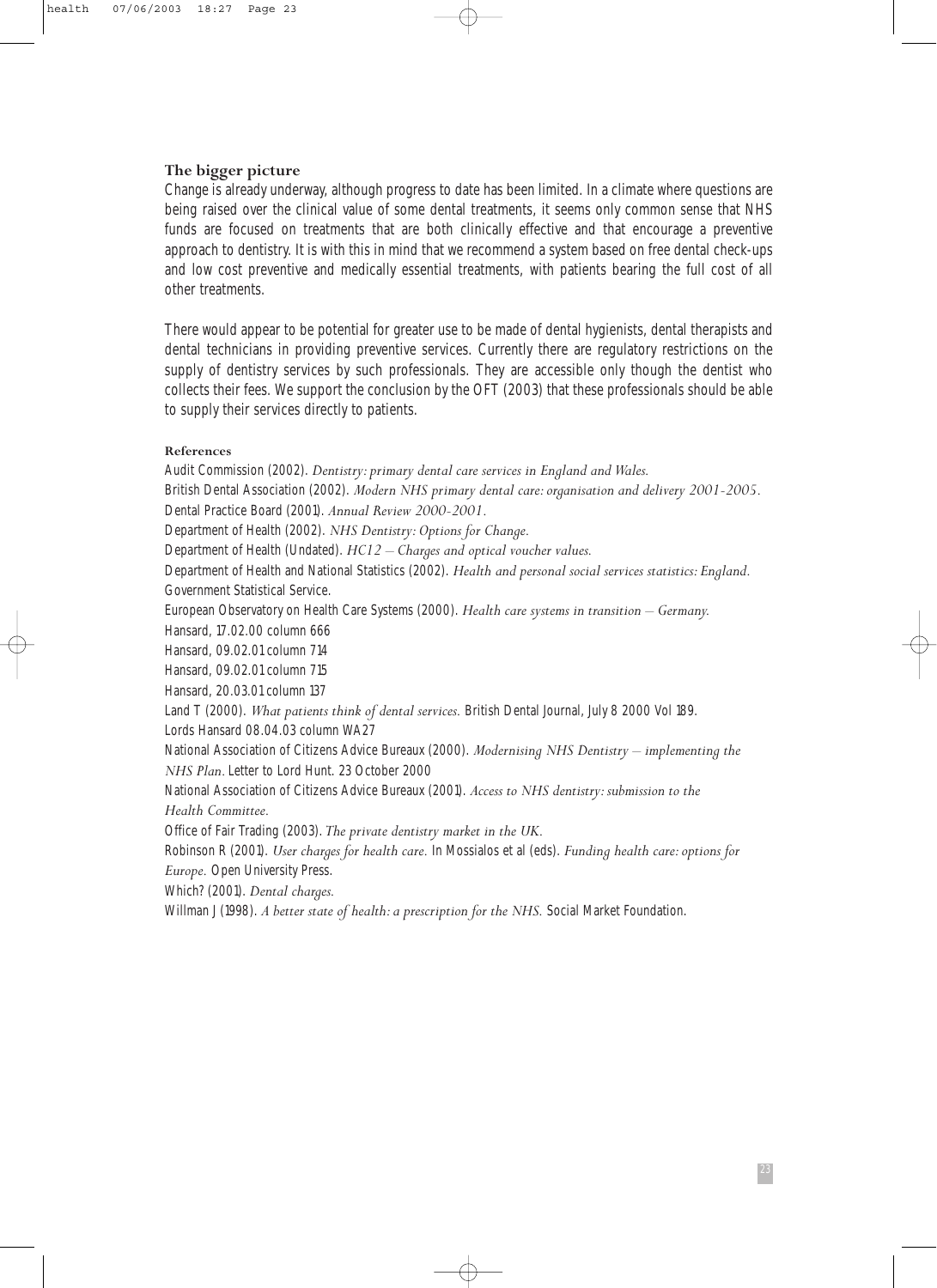### The bigger picture

Change is already underway, although progress to date has been limited. In a climate where questions are being raised over the clinical value of some dental treatments, it seems only common sense that NHS funds are focused on treatments that are both clinically effective and that encourage a preventive approach to dentistry. It is with this in mind that we recommend a system based on free dental check-ups and low cost preventive and medically essential treatments, with patients bearing the full cost of all other treatments.

There would appear to be potential for greater use to be made of dental hygienists, dental therapists and dental technicians in providing preventive services. Currently there are regulatory restrictions on the supply of dentistry services by such professionals. They are accessible only though the dentist who collects their fees. We support the conclusion by the OFT (2003) that these professionals should be able to supply their services directly to patients.

#### References

Audit Commission (2002). *Dentistry: primary dental care services in England and Wales.*

British Dental Association (2002). *Modern NHS primary dental care: organisation and delivery 2001-2005.*

Dental Practice Board (2001). *Annual Review 2000-2001.*

Department of Health (2002). *NHS Dentistry: Options for Change.*

Department of Health (Undated). *HC12 – Charges and optical voucher values.*

Department of Health and National Statistics (2002). *Health and personal social services statistics: England.* Government Statistical Service.

European Observatory on Health Care Systems (2000). *Health care systems in transition – Germany.*

Hansard, 17.02.00 column 666

Hansard, 09.02.01 column 714

Hansard, 09.02.01 column 715

Hansard, 20.03.01 column 137

Land T (2000). *What patients think of dental services.* British Dental Journal, July 8 2000 Vol 189.

Lords Hansard 08.04.03 column WA27

National Association of Citizens Advice Bureaux (2000). *Modernising NHS Dentistry – implementing the NHS Plan.* Letter to Lord Hunt. 23 October 2000

National Association of Citizens Advice Bureaux (2001). *Access to NHS dentistry: submission to the Health Committee.*

Office of Fair Trading (2003). *The private dentistry market in the UK.*

Robinson R (2001). *User charges for health care.* In Mossialos et al (eds). *Funding health care: options for Europe.* Open University Press.

Which? (2001). *Dental charges.*

Willman J (1998). *A better state of health: a prescription for the NHS.* Social Market Foundation.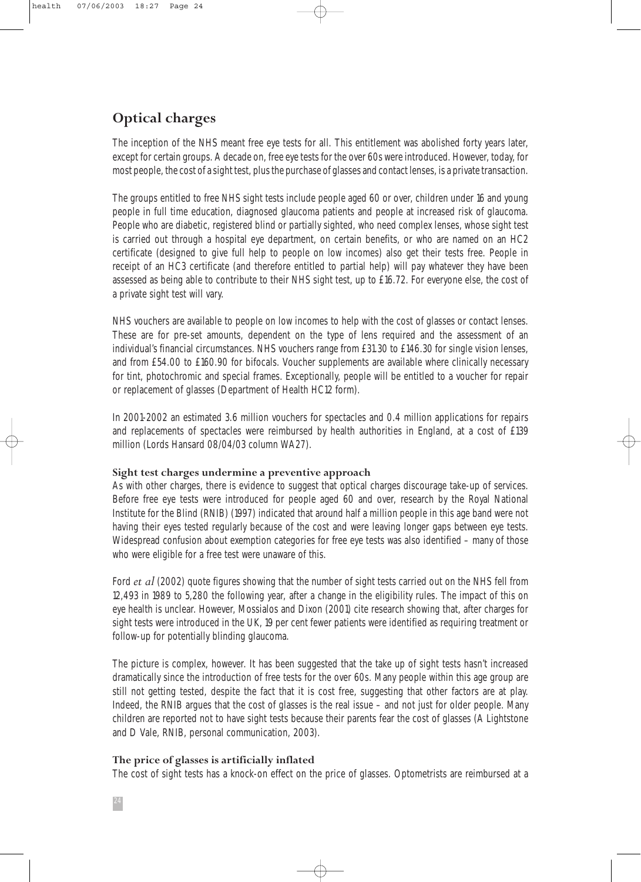## Optical charges

The inception of the NHS meant free eye tests for all. This entitlement was abolished forty years later, except for certain groups. A decade on, free eye tests for the over 60s were introduced. However, today, for most people, the cost of a sight test, plus the purchase of glasses and contact lenses, is a private transaction.

The groups entitled to free NHS sight tests include people aged 60 or over, children under 16 and young people in full time education, diagnosed glaucoma patients and people at increased risk of glaucoma. People who are diabetic, registered blind or partially sighted, who need complex lenses, whose sight test is carried out through a hospital eye department, on certain benefits, or who are named on an HC2 certificate (designed to give full help to people on low incomes) also get their tests free. People in receipt of an HC3 certificate (and therefore entitled to partial help) will pay whatever they have been assessed as being able to contribute to their NHS sight test, up to £16.72. For everyone else, the cost of a private sight test will vary.

NHS vouchers are available to people on low incomes to help with the cost of glasses or contact lenses. These are for pre-set amounts, dependent on the type of lens required and the assessment of an individual's financial circumstances. NHS vouchers range from £31.30 to £146.30 for single vision lenses, and from £54.00 to £160.90 for bifocals. Voucher supplements are available where clinically necessary for tint, photochromic and special frames. Exceptionally, people will be entitled to a voucher for repair or replacement of glasses (Department of Health HC12 form).

In 2001-2002 an estimated 3.6 million vouchers for spectacles and 0.4 million applications for repairs and replacements of spectacles were reimbursed by health authorities in England, at a cost of £139 million (Lords Hansard 08/04/03 column WA27).

### Sight test charges undermine a preventive approach

As with other charges, there is evidence to suggest that optical charges discourage take-up of services. Before free eye tests were introduced for people aged 60 and over, research by the Royal National Institute for the Blind (RNIB) (1997) indicated that around half a million people in this age band were not having their eyes tested regularly because of the cost and were leaving longer gaps between eye tests. Widespread confusion about exemption categories for free eye tests was also identified – many of those who were eligible for a free test were unaware of this.

Ford *et al* (2002) quote figures showing that the number of sight tests carried out on the NHS fell from 12,493 in 1989 to 5,280 the following year, after a change in the eligibility rules. The impact of this on eye health is unclear. However, Mossialos and Dixon (2001) cite research showing that, after charges for sight tests were introduced in the UK, 19 per cent fewer patients were identified as requiring treatment or follow-up for potentially blinding glaucoma.

The picture is complex, however. It has been suggested that the take up of sight tests hasn't increased dramatically since the introduction of free tests for the over 60s. Many people within this age group are still not getting tested, despite the fact that it is cost free, suggesting that other factors are at play. Indeed, the RNIB argues that the cost of glasses is the real issue – and not just for older people. Many children are reported not to have sight tests because their parents fear the cost of glasses (A Lightstone and D Vale, RNIB, personal communication, 2003).

### The price of glasses is artificially inflated

The cost of sight tests has a knock-on effect on the price of glasses. Optometrists are reimbursed at a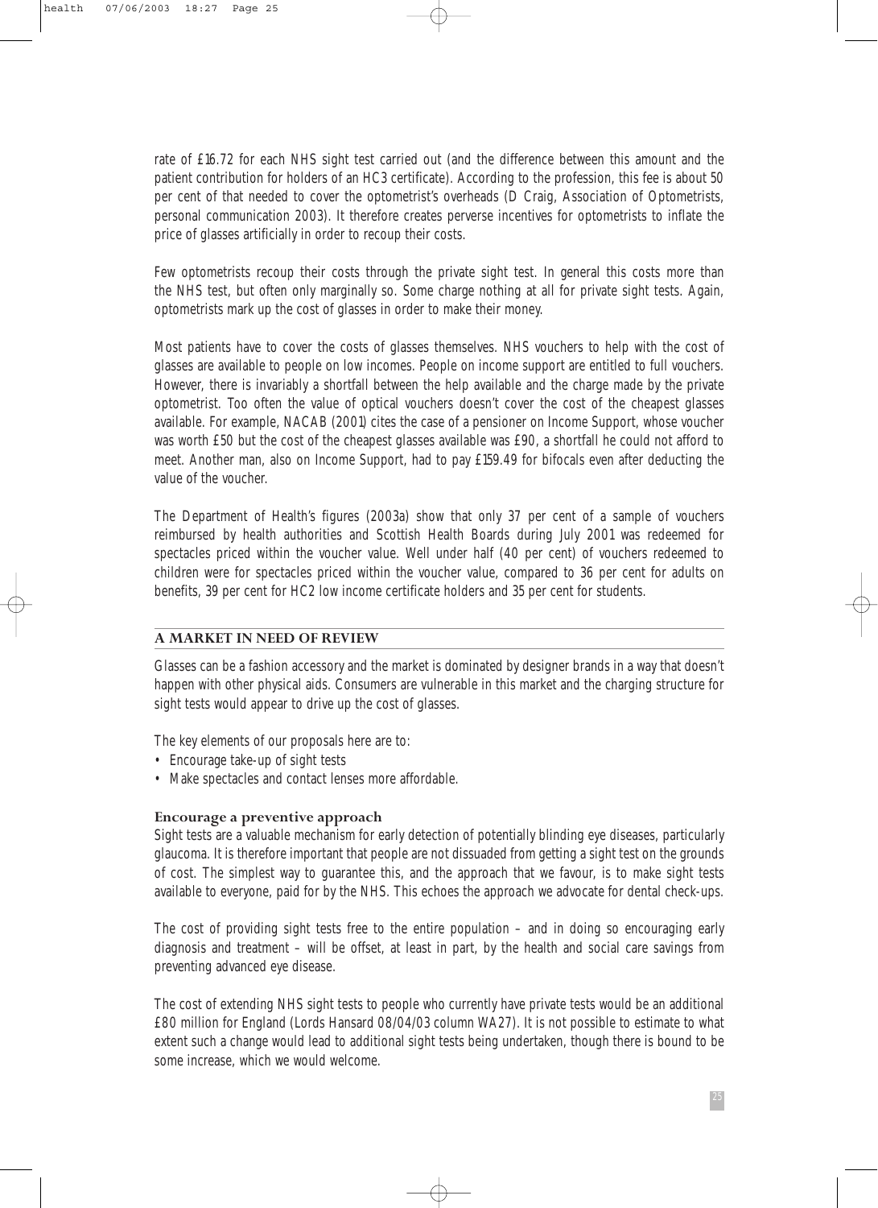rate of £16.72 for each NHS sight test carried out (and the difference between this amount and the patient contribution for holders of an HC3 certificate). According to the profession, this fee is about 50 per cent of that needed to cover the optometrist's overheads (D Craig, Association of Optometrists, personal communication 2003). It therefore creates perverse incentives for optometrists to inflate the price of glasses artificially in order to recoup their costs.

Few optometrists recoup their costs through the private sight test. In general this costs more than the NHS test, but often only marginally so. Some charge nothing at all for private sight tests. Again, optometrists mark up the cost of glasses in order to make their money.

Most patients have to cover the costs of glasses themselves. NHS vouchers to help with the cost of glasses are available to people on low incomes. People on income support are entitled to full vouchers. However, there is invariably a shortfall between the help available and the charge made by the private optometrist. Too often the value of optical vouchers doesn't cover the cost of the cheapest glasses available. For example, NACAB (2001) cites the case of a pensioner on Income Support, whose voucher was worth £50 but the cost of the cheapest glasses available was £90, a shortfall he could not afford to meet. Another man, also on Income Support, had to pay £159.49 for bifocals even after deducting the value of the voucher.

The Department of Health's figures (2003a) show that only 37 per cent of a sample of vouchers reimbursed by health authorities and Scottish Health Boards during July 2001 was redeemed for spectacles priced within the voucher value. Well under half (40 per cent) of vouchers redeemed to children were for spectacles priced within the voucher value, compared to 36 per cent for adults on benefits, 39 per cent for HC2 low income certificate holders and 35 per cent for students.

## A MARKET IN NEED OF REVIEW

Glasses can be a fashion accessory and the market is dominated by designer brands in a way that doesn't happen with other physical aids. Consumers are vulnerable in this market and the charging structure for sight tests would appear to drive up the cost of glasses.

The key elements of our proposals here are to:

- Encourage take-up of sight tests
- Make spectacles and contact lenses more affordable.

### Encourage a preventive approach

Sight tests are a valuable mechanism for early detection of potentially blinding eye diseases, particularly glaucoma. It is therefore important that people are not dissuaded from getting a sight test on the grounds of cost. The simplest way to guarantee this, and the approach that we favour, is to make sight tests available to everyone, paid for by the NHS. This echoes the approach we advocate for dental check-ups.

The cost of providing sight tests free to the entire population – and in doing so encouraging early diagnosis and treatment – will be offset, at least in part, by the health and social care savings from preventing advanced eye disease.

The cost of extending NHS sight tests to people who currently have private tests would be an additional £80 million for England (Lords Hansard 08/04/03 column WA27). It is not possible to estimate to what extent such a change would lead to additional sight tests being undertaken, though there is bound to be some increase, which we would welcome.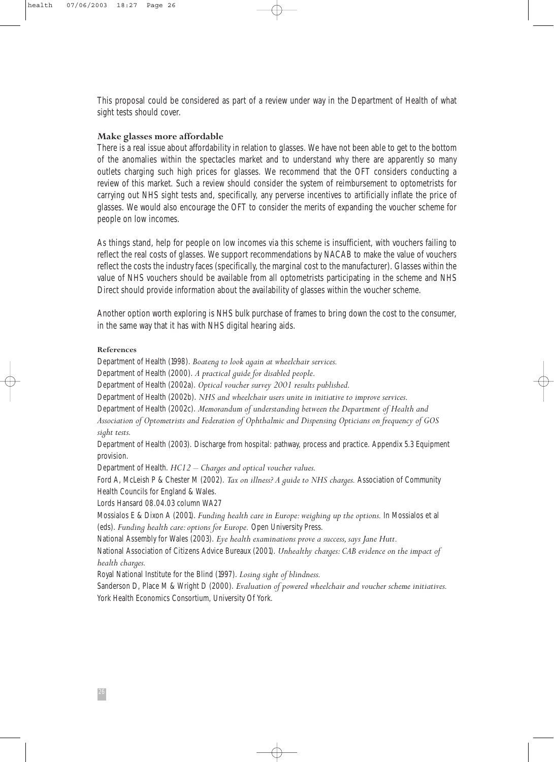This proposal could be considered as part of a review under way in the Department of Health of what sight tests should cover.

### Make glasses more affordable

There is a real issue about affordability in relation to glasses. We have not been able to get to the bottom of the anomalies within the spectacles market and to understand why there are apparently so many outlets charging such high prices for glasses. We recommend that the OFT considers conducting a review of this market. Such a review should consider the system of reimbursement to optometrists for carrying out NHS sight tests and, specifically, any perverse incentives to artificially inflate the price of glasses. We would also encourage the OFT to consider the merits of expanding the voucher scheme for people on low incomes.

As things stand, help for people on low incomes via this scheme is insufficient, with vouchers failing to reflect the real costs of glasses. We support recommendations by NACAB to make the value of vouchers reflect the costs the industry faces (specifically, the marginal cost to the manufacturer). Glasses within the value of NHS vouchers should be available from all optometrists participating in the scheme and NHS Direct should provide information about the availability of glasses within the voucher scheme.

Another option worth exploring is NHS bulk purchase of frames to bring down the cost to the consumer, in the same way that it has with NHS digital hearing aids.

### References

Department of Health (1998). *Boateng to look again at wheelchair services.*

Department of Health (2000). *A practical guide for disabled people.*

Department of Health (2002a). *Optical voucher survey 2001 results published.*

Department of Health (2002b). *NHS and wheelchair users unite in initiative to improve services.*

Department of Health (2002c). *Memorandum of understanding between the Department of Health and Association of Optometrists and Federation of Ophthalmic and Dispensing Opticians on frequency of GOS sight tests.*

Department of Health (2003). Discharge from hospital: pathway, process and practice. Appendix 5.3 Equipment provision.

Department of Health. *HC12 – Charges and optical voucher values.*

Ford A, McLeish P & Chester M (2002). *Tax on illness? A guide to NHS charges.* Association of Community Health Councils for England & Wales.

Lords Hansard 08.04.03 column WA27

Mossialos E & Dixon A (2001). *Funding health care in Europe: weighing up the options.* In Mossialos et al (eds). *Funding health care: options for Europe.* Open University Press.

National Assembly for Wales (2003). *Eye health examinations prove a success, says Jane Hutt.*

National Association of Citizens Advice Bureaux (2001). *Unhealthy charges: CAB evidence on the impact of health charges.*

Royal National Institute for the Blind (1997). *Losing sight of blindness.*

Sanderson D, Place M & Wright D (2000). *Evaluation of powered wheelchair and voucher scheme initiatives.* York Health Economics Consortium, University Of York.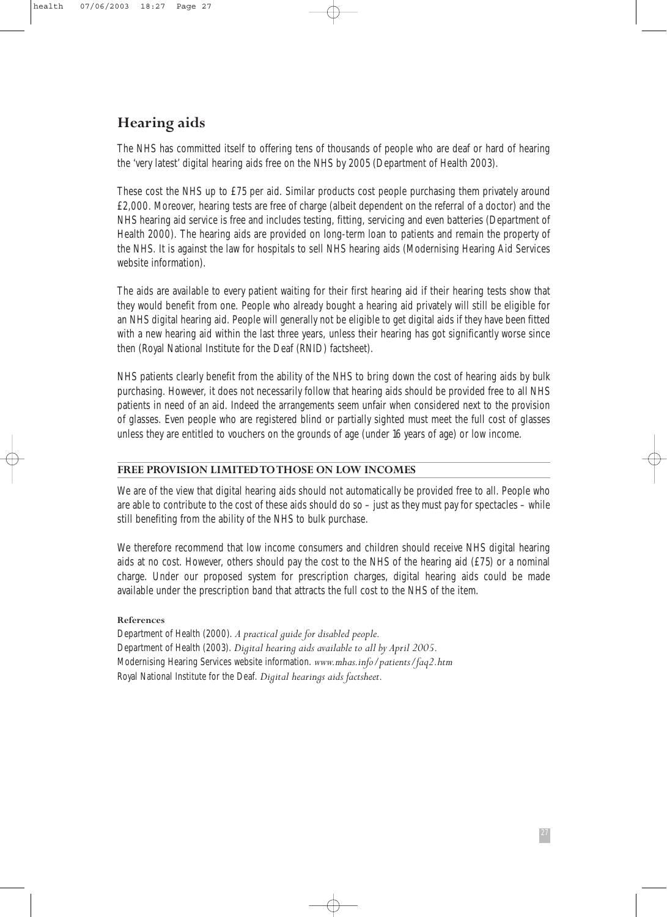## Hearing aids

The NHS has committed itself to offering tens of thousands of people who are deaf or hard of hearing the 'very latest' digital hearing aids free on the NHS by 2005 (Department of Health 2003).

These cost the NHS up to £75 per aid. Similar products cost people purchasing them privately around £2,000. Moreover, hearing tests are free of charge (albeit dependent on the referral of a doctor) and the NHS hearing aid service is free and includes testing, fitting, servicing and even batteries (Department of Health 2000). The hearing aids are provided on long-term loan to patients and remain the property of the NHS. It is against the law for hospitals to sell NHS hearing aids (Modernising Hearing Aid Services website information).

The aids are available to every patient waiting for their first hearing aid if their hearing tests show that they would benefit from one. People who already bought a hearing aid privately will still be eligible for an NHS digital hearing aid. People will generally not be eligible to get digital aids if they have been fitted with a new hearing aid within the last three years, unless their hearing has got significantly worse since then (Royal National Institute for the Deaf (RNID) factsheet).

NHS patients clearly benefit from the ability of the NHS to bring down the cost of hearing aids by bulk purchasing. However, it does not necessarily follow that hearing aids should be provided free to all NHS patients in need of an aid. Indeed the arrangements seem unfair when considered next to the provision of glasses. Even people who are registered blind or partially sighted must meet the full cost of glasses unless they are entitled to vouchers on the grounds of age (under 16 years of age) or low income.

### FREE PROVISION LIMITED TO THOSE ON LOW INCOMES

We are of the view that digital hearing aids should not automatically be provided free to all. People who are able to contribute to the cost of these aids should do so – just as they must pay for spectacles – while still benefiting from the ability of the NHS to bulk purchase.

We therefore recommend that low income consumers and children should receive NHS digital hearing aids at no cost. However, others should pay the cost to the NHS of the hearing aid (£75) or a nominal charge. Under our proposed system for prescription charges, digital hearing aids could be made available under the prescription band that attracts the full cost to the NHS of the item.

#### References

Department of Health (2000). *A practical guide for disabled people.*
Department of Health (2003). *Digital hearing aids available to all by April 2005.*
Modernising Hearing Services website information. *www.mhas.info/patients/faq2.htm*
Royal National Institute for the Deaf. *Digital hearings aids factsheet.*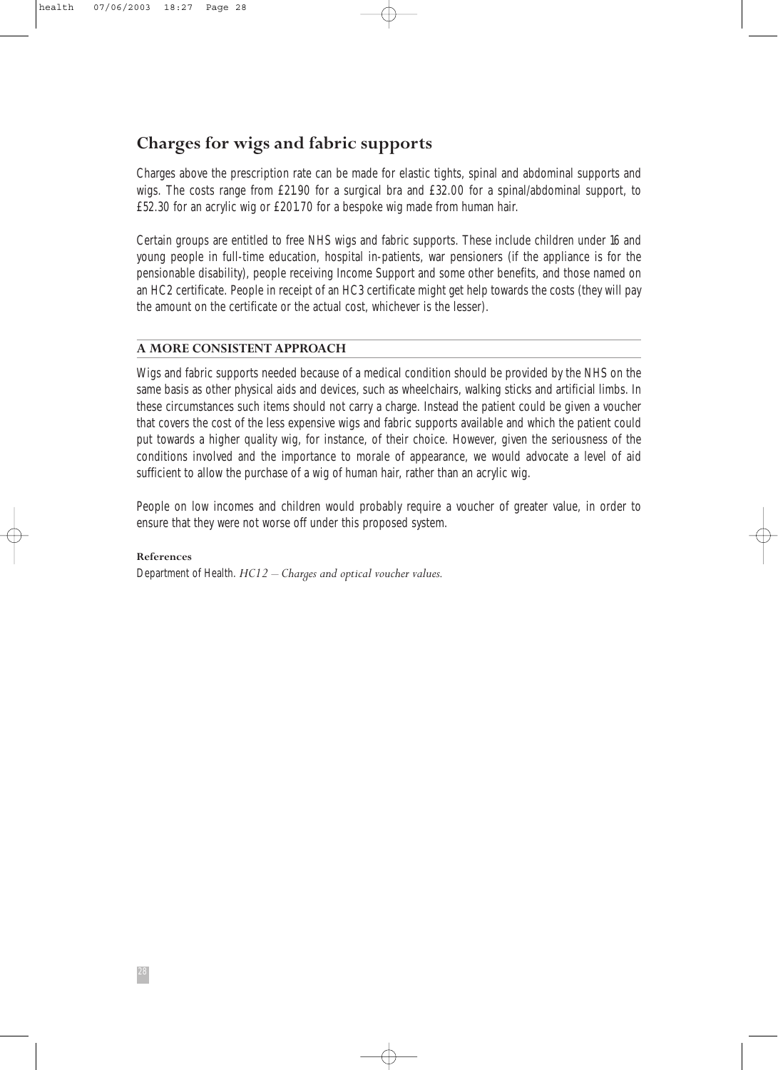## Charges for wigs and fabric supports

Charges above the prescription rate can be made for elastic tights, spinal and abdominal supports and wigs. The costs range from £21.90 for a surgical bra and £32.00 for a spinal/abdominal support, to £52.30 for an acrylic wig or £201.70 for a bespoke wig made from human hair.

Certain groups are entitled to free NHS wigs and fabric supports. These include children under 16 and young people in full-time education, hospital in-patients, war pensioners (if the appliance is for the pensionable disability), people receiving Income Support and some other benefits, and those named on an HC2 certificate. People in receipt of an HC3 certificate might get help towards the costs (they will pay the amount on the certificate or the actual cost, whichever is the lesser).

### A MORE CONSISTENT APPROACH

Wigs and fabric supports needed because of a medical condition should be provided by the NHS on the same basis as other physical aids and devices, such as wheelchairs, walking sticks and artificial limbs. In these circumstances such items should not carry a charge. Instead the patient could be given a voucher that covers the cost of the less expensive wigs and fabric supports available and which the patient could put towards a higher quality wig, for instance, of their choice. However, given the seriousness of the conditions involved and the importance to morale of appearance, we would advocate a level of aid sufficient to allow the purchase of a wig of human hair, rather than an acrylic wig.

People on low incomes and children would probably require a voucher of greater value, in order to ensure that they were not worse off under this proposed system.

**References**

Department of Health. *HC12 – Charges and optical voucher values.*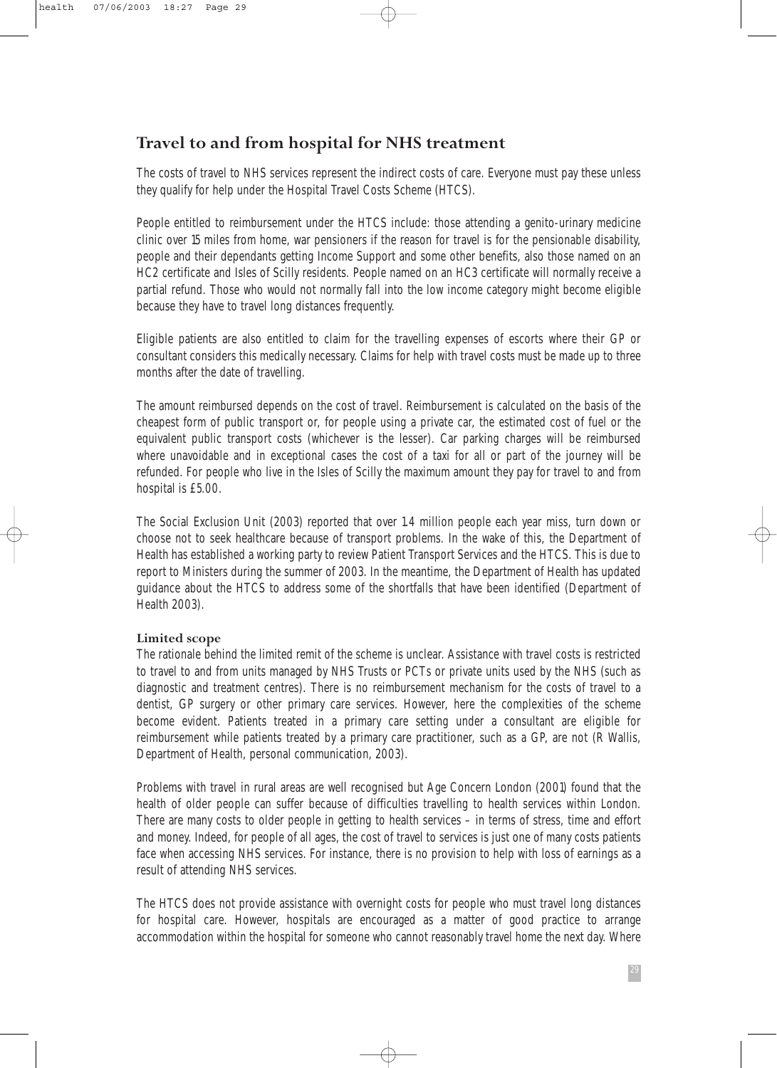## Travel to and from hospital for NHS treatment

The costs of travel to NHS services represent the indirect costs of care. Everyone must pay these unless they qualify for help under the Hospital Travel Costs Scheme (HTCS).

People entitled to reimbursement under the HTCS include: those attending a genito-urinary medicine clinic over 15 miles from home, war pensioners if the reason for travel is for the pensionable disability, people and their dependants getting Income Support and some other benefits, also those named on an HC2 certificate and Isles of Scilly residents. People named on an HC3 certificate will normally receive a partial refund. Those who would not normally fall into the low income category might become eligible because they have to travel long distances frequently.

Eligible patients are also entitled to claim for the travelling expenses of escorts where their GP or consultant considers this medically necessary. Claims for help with travel costs must be made up to three months after the date of travelling.

The amount reimbursed depends on the cost of travel. Reimbursement is calculated on the basis of the cheapest form of public transport or, for people using a private car, the estimated cost of fuel or the equivalent public transport costs (whichever is the lesser). Car parking charges will be reimbursed where unavoidable and in exceptional cases the cost of a taxi for all or part of the journey will be refunded. For people who live in the Isles of Scilly the maximum amount they pay for travel to and from hospital is £5.00.

The Social Exclusion Unit (2003) reported that over 1.4 million people each year miss, turn down or choose not to seek healthcare because of transport problems. In the wake of this, the Department of Health has established a working party to review Patient Transport Services and the HTCS. This is due to report to Ministers during the summer of 2003. In the meantime, the Department of Health has updated guidance about the HTCS to address some of the shortfalls that have been identified (Department of Health 2003).

### Limited scope

The rationale behind the limited remit of the scheme is unclear. Assistance with travel costs is restricted to travel to and from units managed by NHS Trusts or PCTs or private units used by the NHS (such as diagnostic and treatment centres). There is no reimbursement mechanism for the costs of travel to a dentist, GP surgery or other primary care services. However, here the complexities of the scheme become evident. Patients treated in a primary care setting under a consultant are eligible for reimbursement while patients treated by a primary care practitioner, such as a GP, are not (R Wallis, Department of Health, personal communication, 2003).

Problems with travel in rural areas are well recognised but Age Concern London (2001) found that the health of older people can suffer because of difficulties travelling to health services within London. There are many costs to older people in getting to health services – in terms of stress, time and effort and money. Indeed, for people of all ages, the cost of travel to services is just one of many costs patients face when accessing NHS services. For instance, there is no provision to help with loss of earnings as a result of attending NHS services.

The HTCS does not provide assistance with overnight costs for people who must travel long distances for hospital care. However, hospitals are encouraged as a matter of good practice to arrange accommodation within the hospital for someone who cannot reasonably travel home the next day. Where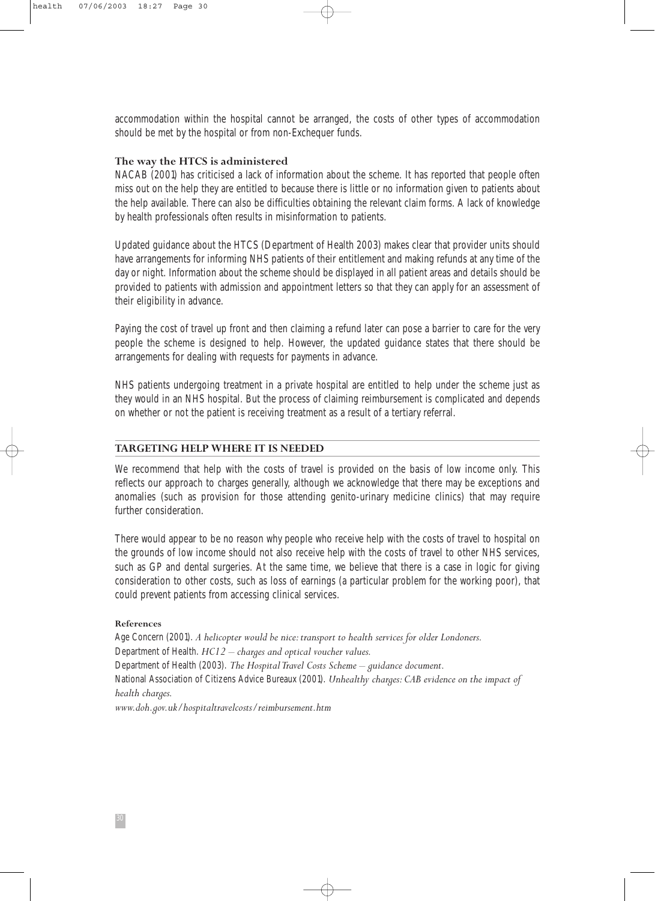accommodation within the hospital cannot be arranged, the costs of other types of accommodation should be met by the hospital or from non-Exchequer funds.

### The way the HTCS is administered

NACAB (2001) has criticised a lack of information about the scheme. It has reported that people often miss out on the help they are entitled to because there is little or no information given to patients about the help available. There can also be difficulties obtaining the relevant claim forms. A lack of knowledge by health professionals often results in misinformation to patients.

Updated guidance about the HTCS (Department of Health 2003) makes clear that provider units should have arrangements for informing NHS patients of their entitlement and making refunds at any time of the day or night. Information about the scheme should be displayed in all patient areas and details should be provided to patients with admission and appointment letters so that they can apply for an assessment of their eligibility in advance.

Paying the cost of travel up front and then claiming a refund later can pose a barrier to care for the very people the scheme is designed to help. However, the updated guidance states that there should be arrangements for dealing with requests for payments in advance.

NHS patients undergoing treatment in a private hospital are entitled to help under the scheme just as they would in an NHS hospital. But the process of claiming reimbursement is complicated and depends on whether or not the patient is receiving treatment as a result of a tertiary referral.

## TARGETING HELP WHERE IT IS NEEDED

We recommend that help with the costs of travel is provided on the basis of low income only. This reflects our approach to charges generally, although we acknowledge that there may be exceptions and anomalies (such as provision for those attending genito-urinary medicine clinics) that may require further consideration.

There would appear to be no reason why people who receive help with the costs of travel to hospital on the grounds of low income should not also receive help with the costs of travel to other NHS services, such as GP and dental surgeries. At the same time, we believe that there is a case in logic for giving consideration to other costs, such as loss of earnings (a particular problem for the working poor), that could prevent patients from accessing clinical services.

#### References

Age Concern (2001). *A helicopter would be nice: transport to health services for older Londoners.*
Department of Health. *HC12 – charges and optical voucher values.*
Department of Health (2003). *The Hospital Travel Costs Scheme – guidance document.*
National Association of Citizens Advice Bureaux (2001). *Unhealthy charges: CAB evidence on the impact of health charges.*
*www.doh.gov.uk/hospitaltravelcosts/reimbursement.htm*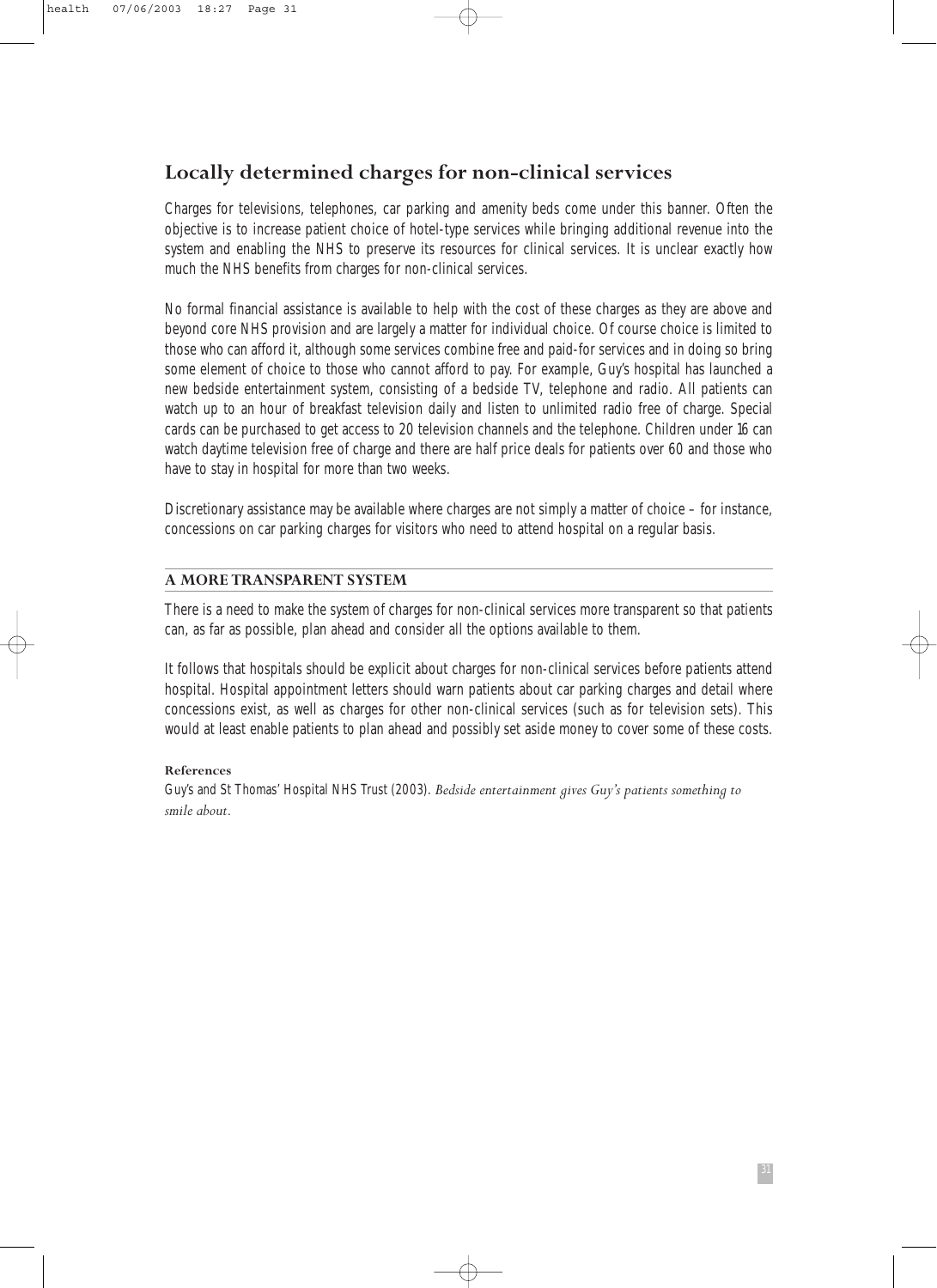## Locally determined charges for non-clinical services

Charges for televisions, telephones, car parking and amenity beds come under this banner. Often the objective is to increase patient choice of hotel-type services while bringing additional revenue into the system and enabling the NHS to preserve its resources for clinical services. It is unclear exactly how much the NHS benefits from charges for non-clinical services.

No formal financial assistance is available to help with the cost of these charges as they are above and beyond core NHS provision and are largely a matter for individual choice. Of course choice is limited to those who can afford it, although some services combine free and paid-for services and in doing so bring some element of choice to those who cannot afford to pay. For example, Guy's hospital has launched a new bedside entertainment system, consisting of a bedside TV, telephone and radio. All patients can watch up to an hour of breakfast television daily and listen to unlimited radio free of charge. Special cards can be purchased to get access to 20 television channels and the telephone. Children under 16 can watch daytime television free of charge and there are half price deals for patients over 60 and those who have to stay in hospital for more than two weeks.

Discretionary assistance may be available where charges are not simply a matter of choice – for instance, concessions on car parking charges for visitors who need to attend hospital on a regular basis.

### A MORE TRANSPARENT SYSTEM

There is a need to make the system of charges for non-clinical services more transparent so that patients can, as far as possible, plan ahead and consider all the options available to them.

It follows that hospitals should be explicit about charges for non-clinical services before patients attend hospital. Hospital appointment letters should warn patients about car parking charges and detail where concessions exist, as well as charges for other non-clinical services (such as for television sets). This would at least enable patients to plan ahead and possibly set aside money to cover some of these costs.

**References**

Guy's and St Thomas' Hospital NHS Trust (2003). *Bedside entertainment gives Guy's patients something to smile about.*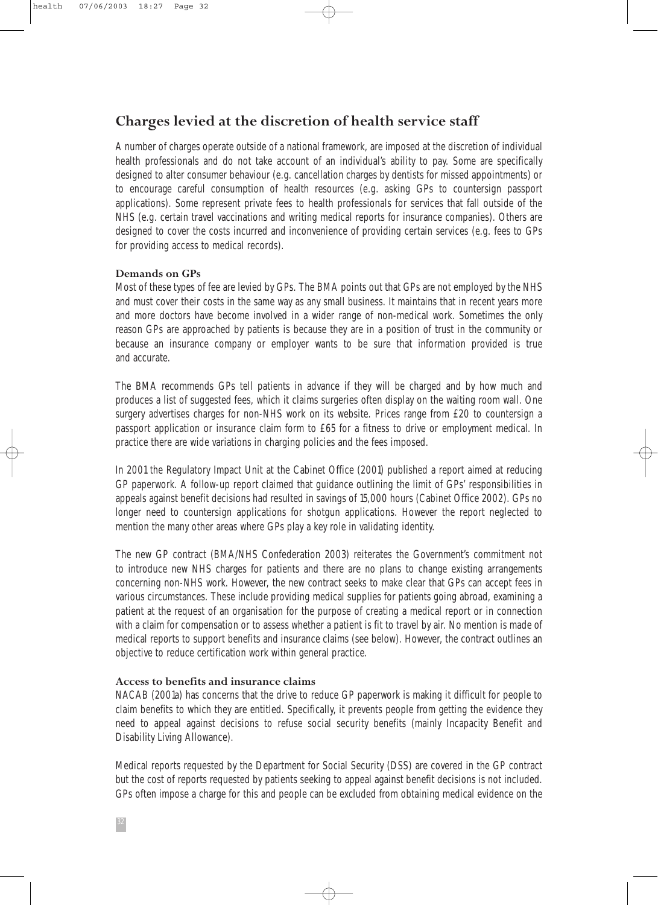## Charges levied at the discretion of health service staff

A number of charges operate outside of a national framework, are imposed at the discretion of individual health professionals and do not take account of an individual's ability to pay. Some are specifically designed to alter consumer behaviour (e.g. cancellation charges by dentists for missed appointments) or to encourage careful consumption of health resources (e.g. asking GPs to countersign passport applications). Some represent private fees to health professionals for services that fall outside of the NHS (e.g. certain travel vaccinations and writing medical reports for insurance companies). Others are designed to cover the costs incurred and inconvenience of providing certain services (e.g. fees to GPs for providing access to medical records).

### Demands on GPs

Most of these types of fee are levied by GPs. The BMA points out that GPs are not employed by the NHS and must cover their costs in the same way as any small business. It maintains that in recent years more and more doctors have become involved in a wider range of non-medical work. Sometimes the only reason GPs are approached by patients is because they are in a position of trust in the community or because an insurance company or employer wants to be sure that information provided is true and accurate.

The BMA recommends GPs tell patients in advance if they will be charged and by how much and produces a list of suggested fees, which it claims surgeries often display on the waiting room wall. One surgery advertises charges for non-NHS work on its website. Prices range from £20 to countersign a passport application or insurance claim form to £65 for a fitness to drive or employment medical. In practice there are wide variations in charging policies and the fees imposed.

In 2001 the Regulatory Impact Unit at the Cabinet Office (2001) published a report aimed at reducing GP paperwork. A follow-up report claimed that guidance outlining the limit of GPs' responsibilities in appeals against benefit decisions had resulted in savings of 15,000 hours (Cabinet Office 2002). GPs no longer need to countersign applications for shotgun applications. However the report neglected to mention the many other areas where GPs play a key role in validating identity.

The new GP contract (BMA/NHS Confederation 2003) reiterates the Government's commitment not to introduce new NHS charges for patients and there are no plans to change existing arrangements concerning non-NHS work. However, the new contract seeks to make clear that GPs can accept fees in various circumstances. These include providing medical supplies for patients going abroad, examining a patient at the request of an organisation for the purpose of creating a medical report or in connection with a claim for compensation or to assess whether a patient is fit to travel by air. No mention is made of medical reports to support benefits and insurance claims (see below). However, the contract outlines an objective to reduce certification work within general practice.

### Access to benefits and insurance claims

NACAB (2001a) has concerns that the drive to reduce GP paperwork is making it difficult for people to claim benefits to which they are entitled. Specifically, it prevents people from getting the evidence they need to appeal against decisions to refuse social security benefits (mainly Incapacity Benefit and Disability Living Allowance).

Medical reports requested by the Department for Social Security (DSS) are covered in the GP contract but the cost of reports requested by patients seeking to appeal against benefit decisions is not included. GPs often impose a charge for this and people can be excluded from obtaining medical evidence on the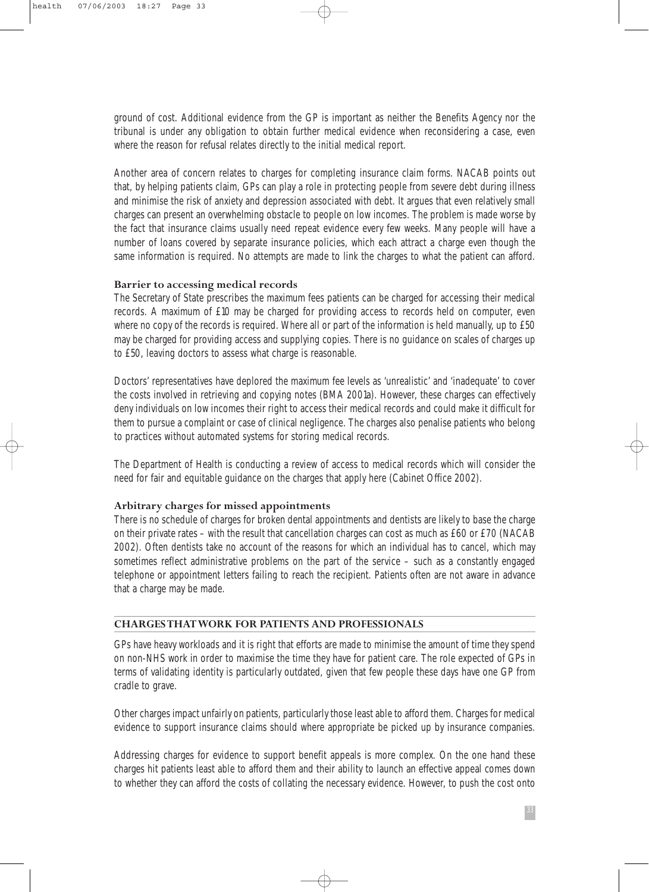ground of cost. Additional evidence from the GP is important as neither the Benefits Agency nor the tribunal is under any obligation to obtain further medical evidence when reconsidering a case, even where the reason for refusal relates directly to the initial medical report.

Another area of concern relates to charges for completing insurance claim forms. NACAB points out that, by helping patients claim, GPs can play a role in protecting people from severe debt during illness and minimise the risk of anxiety and depression associated with debt. It argues that even relatively small charges can present an overwhelming obstacle to people on low incomes. The problem is made worse by the fact that insurance claims usually need repeat evidence every few weeks. Many people will have a number of loans covered by separate insurance policies, which each attract a charge even though the same information is required. No attempts are made to link the charges to what the patient can afford.

### Barrier to accessing medical records

The Secretary of State prescribes the maximum fees patients can be charged for accessing their medical records. A maximum of £10 may be charged for providing access to records held on computer, even where no copy of the records is required. Where all or part of the information is held manually, up to £50 may be charged for providing access and supplying copies. There is no guidance on scales of charges up to £50, leaving doctors to assess what charge is reasonable.

Doctors' representatives have deplored the maximum fee levels as 'unrealistic' and 'inadequate' to cover the costs involved in retrieving and copying notes (BMA 2001a). However, these charges can effectively deny individuals on low incomes their right to access their medical records and could make it difficult for them to pursue a complaint or case of clinical negligence. The charges also penalise patients who belong to practices without automated systems for storing medical records.

The Department of Health is conducting a review of access to medical records which will consider the need for fair and equitable guidance on the charges that apply here (Cabinet Office 2002).

### Arbitrary charges for missed appointments

There is no schedule of charges for broken dental appointments and dentists are likely to base the charge on their private rates – with the result that cancellation charges can cost as much as £60 or £70 (NACAB 2002). Often dentists take no account of the reasons for which an individual has to cancel, which may sometimes reflect administrative problems on the part of the service – such as a constantly engaged telephone or appointment letters failing to reach the recipient. Patients often are not aware in advance that a charge may be made.

## CHARGES THAT WORK FOR PATIENTS AND PROFESSIONALS

GPs have heavy workloads and it is right that efforts are made to minimise the amount of time they spend on non-NHS work in order to maximise the time they have for patient care. The role expected of GPs in terms of validating identity is particularly outdated, given that few people these days have one GP from cradle to grave.

Other charges impact unfairly on patients, particularly those least able to afford them. Charges for medical evidence to support insurance claims should where appropriate be picked up by insurance companies.

Addressing charges for evidence to support benefit appeals is more complex. On the one hand these charges hit patients least able to afford them and their ability to launch an effective appeal comes down to whether they can afford the costs of collating the necessary evidence. However, to push the cost onto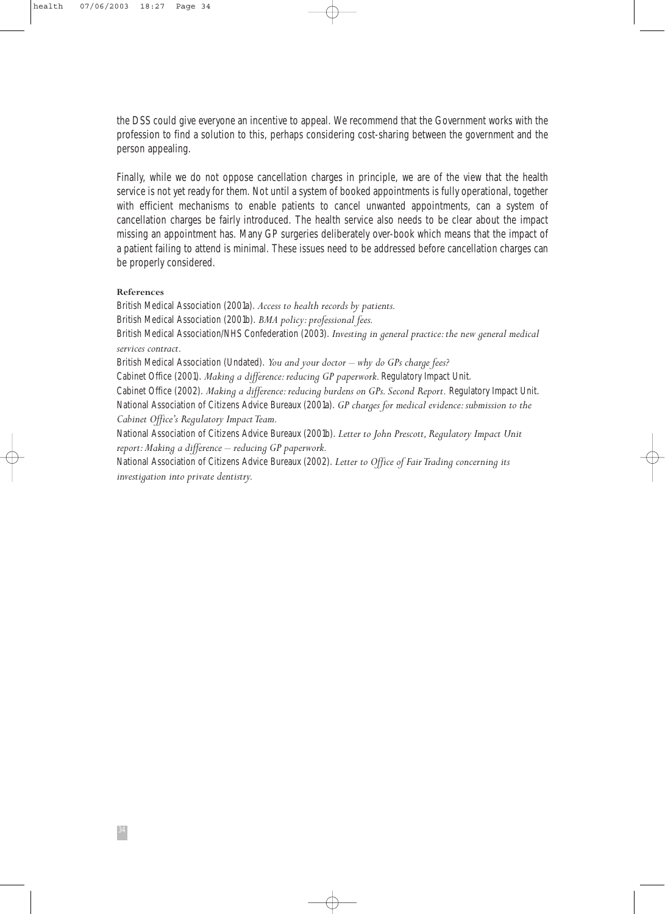the DSS could give everyone an incentive to appeal. We recommend that the Government works with the profession to find a solution to this, perhaps considering cost-sharing between the government and the person appealing.

Finally, while we do not oppose cancellation charges in principle, we are of the view that the health service is not yet ready for them. Not until a system of booked appointments is fully operational, together with efficient mechanisms to enable patients to cancel unwanted appointments, can a system of cancellation charges be fairly introduced. The health service also needs to be clear about the impact missing an appointment has. Many GP surgeries deliberately over-book which means that the impact of a patient failing to attend is minimal. These issues need to be addressed before cancellation charges can be properly considered.

**References**

British Medical Association (2001a). *Access to health records by patients.*

British Medical Association (2001b). *BMA policy: professional fees.*

British Medical Association/NHS Confederation (2003). *Investing in general practice: the new general medical services contract.*

British Medical Association (Undated). *You and your doctor – why do GPs charge fees?*

Cabinet Office (2001). *Making a difference: reducing GP paperwork.* Regulatory Impact Unit.

Cabinet Office (2002). *Making a difference: reducing burdens on GPs. Second Report.* Regulatory Impact Unit.

National Association of Citizens Advice Bureaux (2001a). *GP charges for medical evidence: submission to the Cabinet Office's Regulatory Impact Team.*

National Association of Citizens Advice Bureaux (2001b). *Letter to John Prescott, Regulatory Impact Unit report: Making a difference – reducing GP paperwork.*

National Association of Citizens Advice Bureaux (2002). *Letter to Office of Fair Trading concerning its investigation into private dentistry.*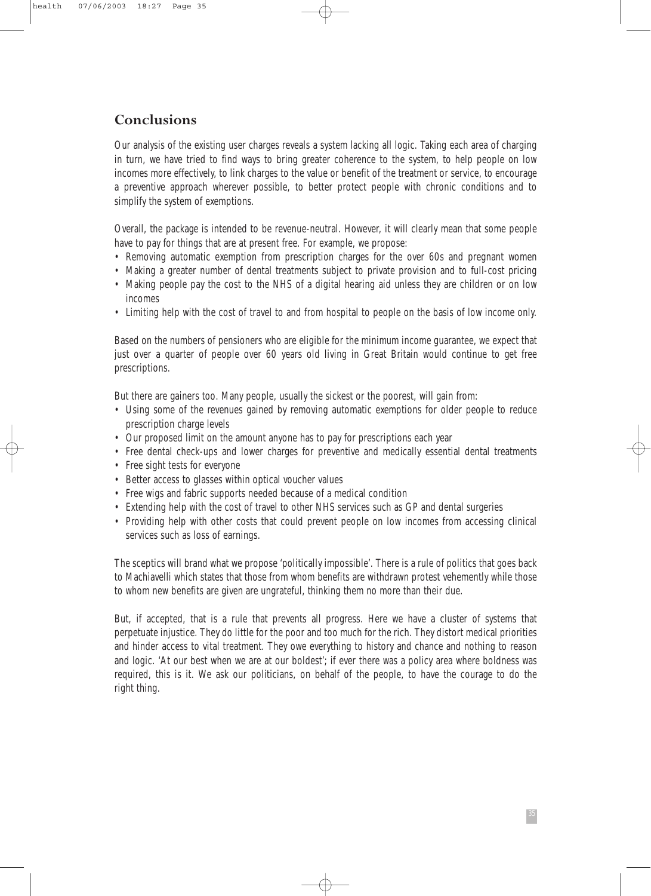## Conclusions

Our analysis of the existing user charges reveals a system lacking all logic. Taking each area of charging in turn, we have tried to find ways to bring greater coherence to the system, to help people on low incomes more effectively, to link charges to the value or benefit of the treatment or service, to encourage a preventive approach wherever possible, to better protect people with chronic conditions and to simplify the system of exemptions.

Overall, the package is intended to be revenue-neutral. However, it will clearly mean that some people have to pay for things that are at present free. For example, we propose:

- Removing automatic exemption from prescription charges for the over 60s and pregnant women
- Making a greater number of dental treatments subject to private provision and to full-cost pricing
- Making people pay the cost to the NHS of a digital hearing aid unless they are children or on low incomes
- Limiting help with the cost of travel to and from hospital to people on the basis of low income only.

Based on the numbers of pensioners who are eligible for the minimum income guarantee, we expect that just over a quarter of people over 60 years old living in Great Britain would continue to get free prescriptions.

But there are gainers too. Many people, usually the sickest or the poorest, will gain from:

- Using some of the revenues gained by removing automatic exemptions for older people to reduce prescription charge levels
- Our proposed limit on the amount anyone has to pay for prescriptions each year
- Free dental check-ups and lower charges for preventive and medically essential dental treatments
- Free sight tests for everyone
- Better access to glasses within optical voucher values
- Free wigs and fabric supports needed because of a medical condition
- Extending help with the cost of travel to other NHS services such as GP and dental surgeries
- Providing help with other costs that could prevent people on low incomes from accessing clinical services such as loss of earnings.

The sceptics will brand what we propose 'politically impossible'. There is a rule of politics that goes back to Machiavelli which states that those from whom benefits are withdrawn protest vehemently while those to whom new benefits are given are ungrateful, thinking them no more than their due.

But, if accepted, that is a rule that prevents all progress. Here we have a cluster of systems that perpetuate injustice. They do little for the poor and too much for the rich. They distort medical priorities and hinder access to vital treatment. They owe everything to history and chance and nothing to reason and logic. 'At our best when we are at our boldest'; if ever there was a policy area where boldness was required, this is it. We ask our politicians, on behalf of the people, to have the courage to do the right thing.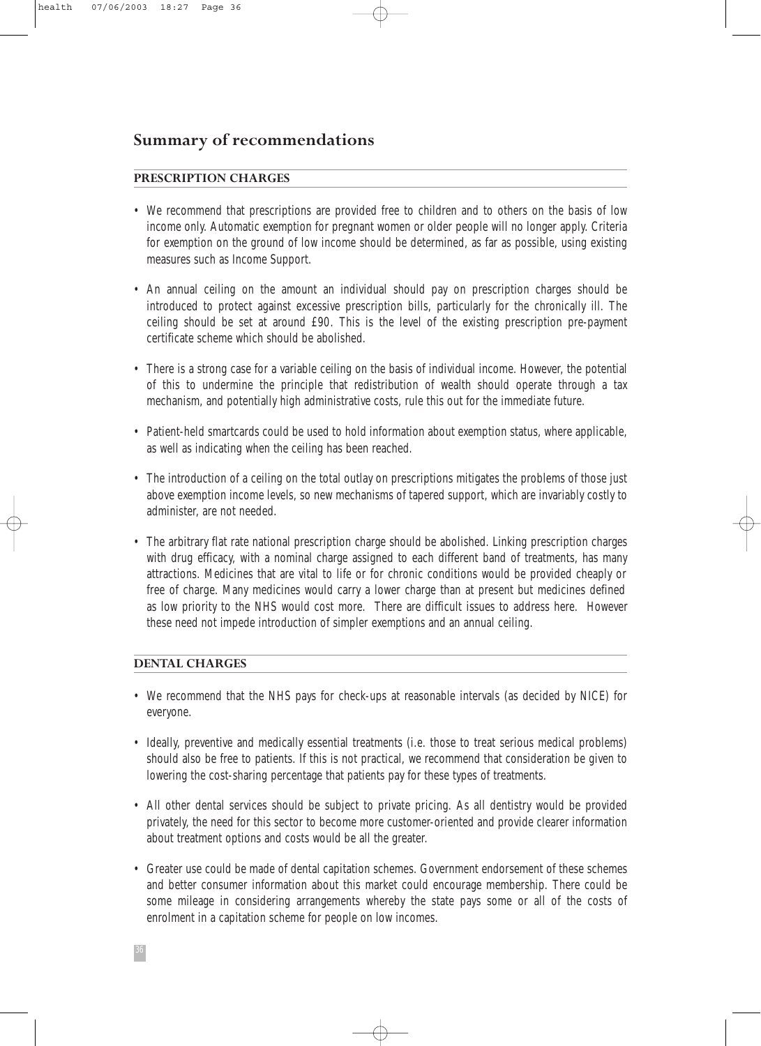## Summary of recommendations

### PRESCRIPTION CHARGES

- We recommend that prescriptions are provided free to children and to others on the basis of low income only. Automatic exemption for pregnant women or older people will no longer apply. Criteria for exemption on the ground of low income should be determined, as far as possible, using existing measures such as Income Support.
- An annual ceiling on the amount an individual should pay on prescription charges should be introduced to protect against excessive prescription bills, particularly for the chronically ill. The ceiling should be set at around £90. This is the level of the existing prescription pre-payment certificate scheme which should be abolished.
- There is a strong case for a variable ceiling on the basis of individual income. However, the potential of this to undermine the principle that redistribution of wealth should operate through a tax mechanism, and potentially high administrative costs, rule this out for the immediate future.
- Patient-held smartcards could be used to hold information about exemption status, where applicable, as well as indicating when the ceiling has been reached.
- The introduction of a ceiling on the total outlay on prescriptions mitigates the problems of those just above exemption income levels, so new mechanisms of tapered support, which are invariably costly to administer, are not needed.
- The arbitrary flat rate national prescription charge should be abolished. Linking prescription charges with drug efficacy, with a nominal charge assigned to each different band of treatments, has many attractions. Medicines that are vital to life or for chronic conditions would be provided cheaply or free of charge. Many medicines would carry a lower charge than at present but medicines defined as low priority to the NHS would cost more. There are difficult issues to address here. However these need not impede introduction of simpler exemptions and an annual ceiling.

### DENTAL CHARGES

- We recommend that the NHS pays for check-ups at reasonable intervals (as decided by NICE) for everyone.
- Ideally, preventive and medically essential treatments (i.e. those to treat serious medical problems) should also be free to patients. If this is not practical, we recommend that consideration be given to lowering the cost-sharing percentage that patients pay for these types of treatments.
- All other dental services should be subject to private pricing. As all dentistry would be provided privately, the need for this sector to become more customer-oriented and provide clearer information about treatment options and costs would be all the greater.
- Greater use could be made of dental capitation schemes. Government endorsement of these schemes and better consumer information about this market could encourage membership. There could be some mileage in considering arrangements whereby the state pays some or all of the costs of enrolment in a capitation scheme for people on low incomes.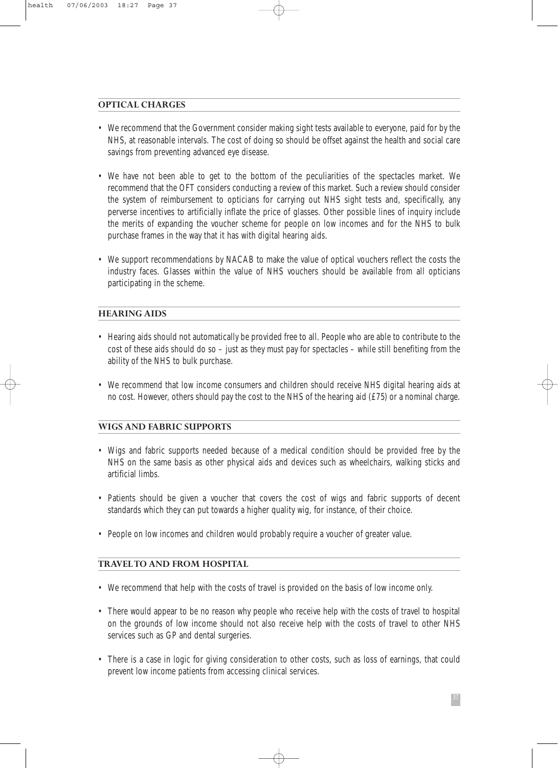## OPTICAL CHARGES

- We recommend that the Government consider making sight tests available to everyone, paid for by the NHS, at reasonable intervals. The cost of doing so should be offset against the health and social care savings from preventing advanced eye disease.
- We have not been able to get to the bottom of the peculiarities of the spectacles market. We recommend that the OFT considers conducting a review of this market. Such a review should consider the system of reimbursement to opticians for carrying out NHS sight tests and, specifically, any perverse incentives to artificially inflate the price of glasses. Other possible lines of inquiry include the merits of expanding the voucher scheme for people on low incomes and for the NHS to bulk purchase frames in the way that it has with digital hearing aids.
- We support recommendations by NACAB to make the value of optical vouchers reflect the costs the industry faces. Glasses within the value of NHS vouchers should be available from all opticians participating in the scheme.

## HEARING AIDS

- Hearing aids should not automatically be provided free to all. People who are able to contribute to the cost of these aids should do so – just as they must pay for spectacles – while still benefiting from the ability of the NHS to bulk purchase.
- We recommend that low income consumers and children should receive NHS digital hearing aids at no cost. However, others should pay the cost to the NHS of the hearing aid (£75) or a nominal charge.

## WIGS AND FABRIC SUPPORTS

- Wigs and fabric supports needed because of a medical condition should be provided free by the NHS on the same basis as other physical aids and devices such as wheelchairs, walking sticks and artificial limbs.
- Patients should be given a voucher that covers the cost of wigs and fabric supports of decent standards which they can put towards a higher quality wig, for instance, of their choice.
- People on low incomes and children would probably require a voucher of greater value.

## TRAVEL TO AND FROM HOSPITAL

- We recommend that help with the costs of travel is provided on the basis of low income only.
- There would appear to be no reason why people who receive help with the costs of travel to hospital on the grounds of low income should not also receive help with the costs of travel to other NHS services such as GP and dental surgeries.
- There is a case in logic for giving consideration to other costs, such as loss of earnings, that could prevent low income patients from accessing clinical services.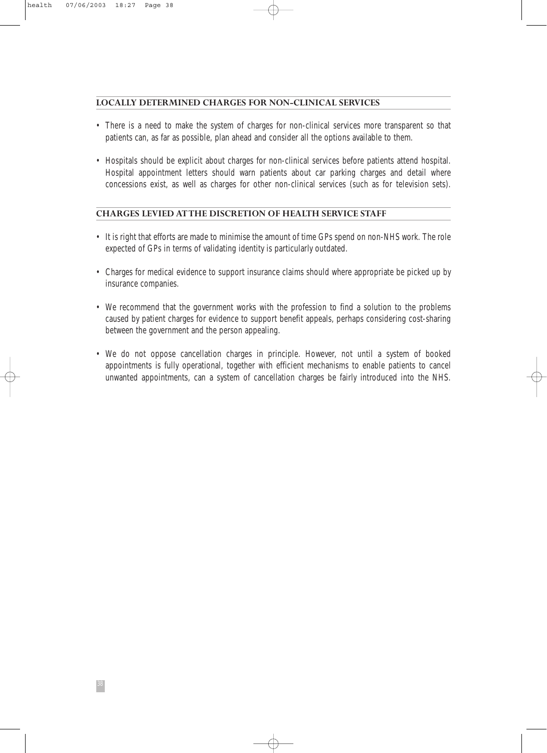## LOCALLY DETERMINED CHARGES FOR NON-CLINICAL SERVICES

- There is a need to make the system of charges for non-clinical services more transparent so that patients can, as far as possible, plan ahead and consider all the options available to them.
- Hospitals should be explicit about charges for non-clinical services before patients attend hospital. Hospital appointment letters should warn patients about car parking charges and detail where concessions exist, as well as charges for other non-clinical services (such as for television sets).

## CHARGES LEVIED AT THE DISCRETION OF HEALTH SERVICE STAFF

- It is right that efforts are made to minimise the amount of time GPs spend on non-NHS work. The role expected of GPs in terms of validating identity is particularly outdated.
- Charges for medical evidence to support insurance claims should where appropriate be picked up by insurance companies.
- We recommend that the government works with the profession to find a solution to the problems caused by patient charges for evidence to support benefit appeals, perhaps considering cost-sharing between the government and the person appealing.
- We do not oppose cancellation charges in principle. However, not until a system of booked appointments is fully operational, together with efficient mechanisms to enable patients to cancel unwanted appointments, can a system of cancellation charges be fairly introduced into the NHS.